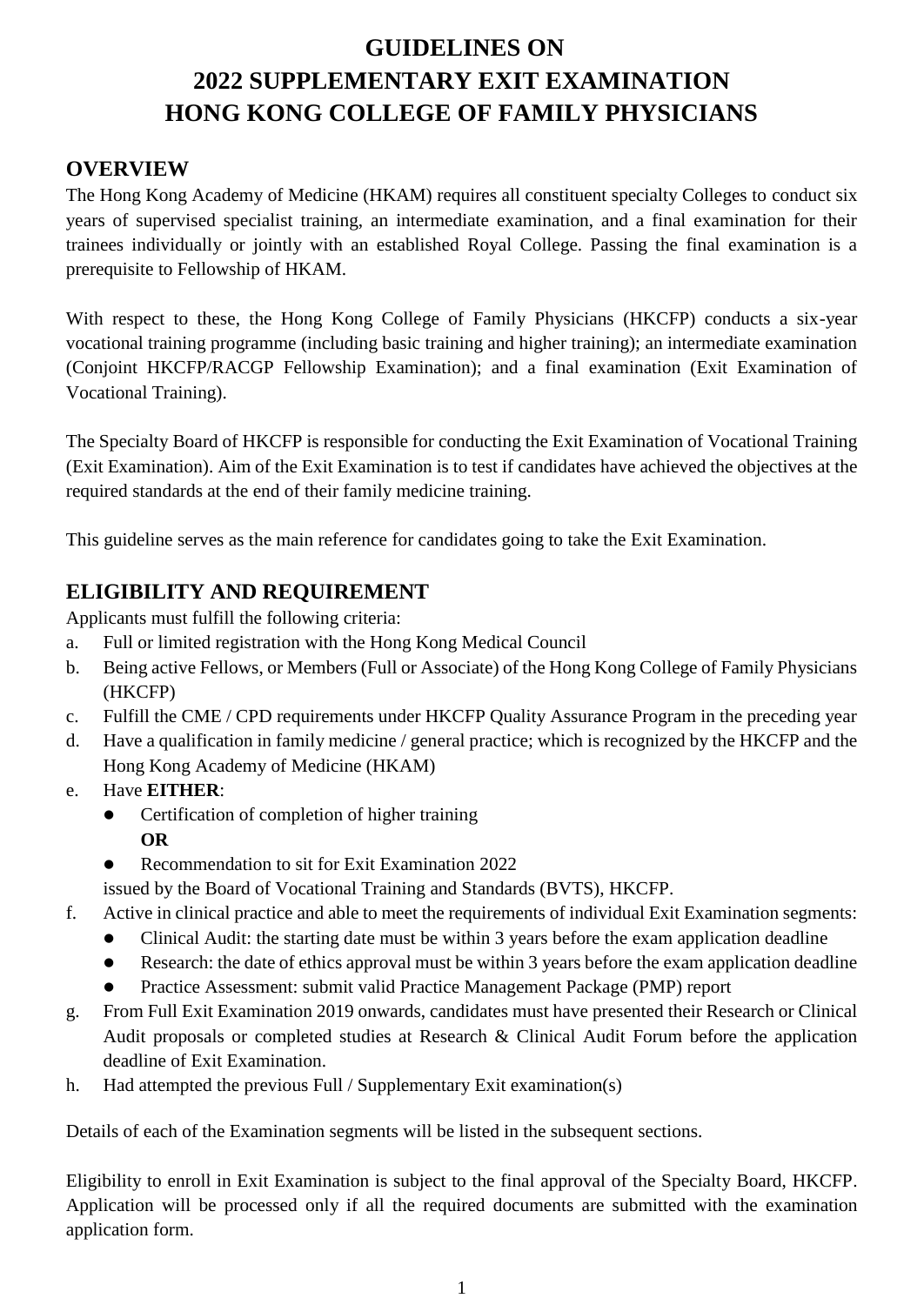# GUIDELINES ON
# 2022 SUPPLEMENTARY EXIT EXAMINATION
# HONG KONG COLLEGE OF FAMILY PHYSICIANS

## OVERVIEW

The Hong Kong Academy of Medicine (HKAM) requires all constituent specialty Colleges to conduct six years of supervised specialist training, an intermediate examination, and a final examination for their trainees individually or jointly with an established Royal College. Passing the final examination is a prerequisite to Fellowship of HKAM.

With respect to these, the Hong Kong College of Family Physicians (HKCFP) conducts a six-year vocational training programme (including basic training and higher training); an intermediate examination (Conjoint HKCFP/RACGP Fellowship Examination); and a final examination (Exit Examination of Vocational Training).

The Specialty Board of HKCFP is responsible for conducting the Exit Examination of Vocational Training (Exit Examination). Aim of the Exit Examination is to test if candidates have achieved the objectives at the required standards at the end of their family medicine training.

This guideline serves as the main reference for candidates going to take the Exit Examination.

## ELIGIBILITY AND REQUIREMENT

Applicants must fulfill the following criteria:

a. Full or limited registration with the Hong Kong Medical Council
b. Being active Fellows, or Members (Full or Associate) of the Hong Kong College of Family Physicians (HKCFP)
c. Fulfill the CME / CPD requirements under HKCFP Quality Assurance Program in the preceding year
d. Have a qualification in family medicine / general practice; which is recognized by the HKCFP and the Hong Kong Academy of Medicine (HKAM)
e. Have **EITHER**:
   - Certification of completion of higher training
   
     **OR**
   - Recommendation to sit for Exit Examination 2022
   
   issued by the Board of Vocational Training and Standards (BVTS), HKCFP.
f. Active in clinical practice and able to meet the requirements of individual Exit Examination segments:
   - Clinical Audit: the starting date must be within 3 years before the exam application deadline
   - Research: the date of ethics approval must be within 3 years before the exam application deadline
   - Practice Assessment: submit valid Practice Management Package (PMP) report
g. From Full Exit Examination 2019 onwards, candidates must have presented their Research or Clinical Audit proposals or completed studies at Research & Clinical Audit Forum before the application deadline of Exit Examination.
h. Had attempted the previous Full / Supplementary Exit examination(s)

Details of each of the Examination segments will be listed in the subsequent sections.

Eligibility to enroll in Exit Examination is subject to the final approval of the Specialty Board, HKCFP. Application will be processed only if all the required documents are submitted with the examination application form.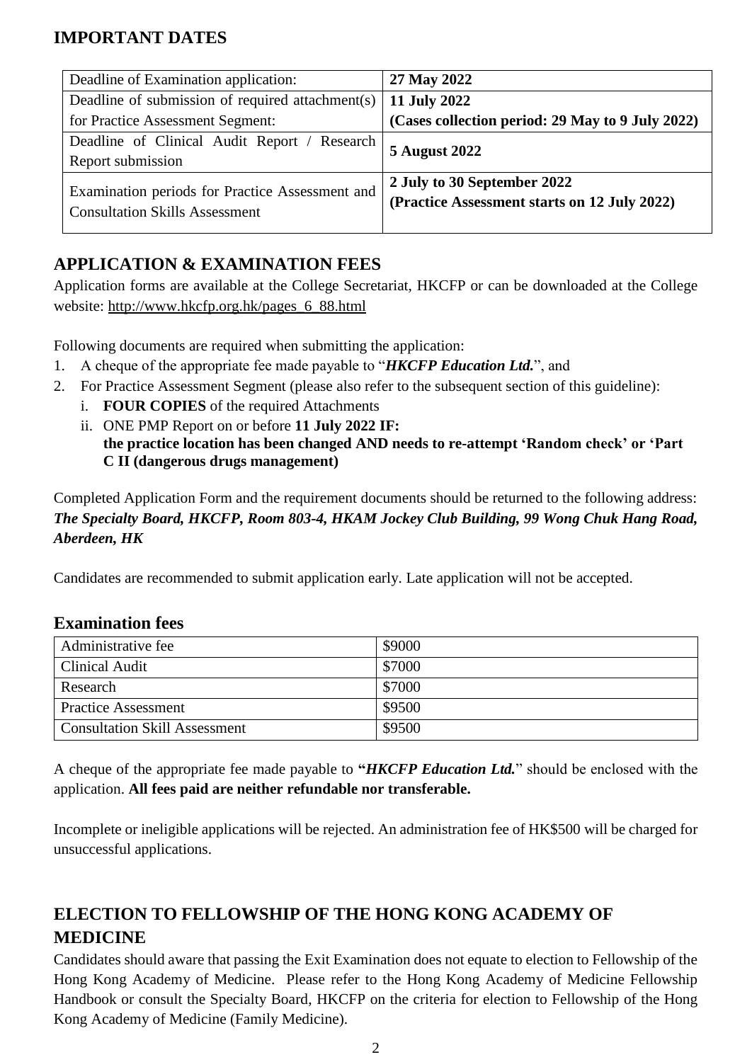## IMPORTANT DATES

| Deadline of Examination application: | **27 May 2022** |
|---|---|
| Deadline of submission of required attachment(s) for Practice Assessment Segment: | **11 July 2022** **(Cases collection period: 29 May to 9 July 2022)** |
| Deadline of Clinical Audit Report / Research Report submission | **5 August 2022** |
| Examination periods for Practice Assessment and Consultation Skills Assessment | **2 July to 30 September 2022** **(Practice Assessment starts on 12 July 2022)** |

## APPLICATION & EXAMINATION FEES

Application forms are available at the College Secretariat, HKCFP or can be downloaded at the College website: http://www.hkcfp.org.hk/pages_6_88.html

Following documents are required when submitting the application:

1. A cheque of the appropriate fee made payable to "***HKCFP Education Ltd.***", and
2. For Practice Assessment Segment (please also refer to the subsequent section of this guideline):
   i. **FOUR COPIES** of the required Attachments
   ii. ONE PMP Report on or before **11 July 2022 IF:** **the practice location has been changed AND needs to re-attempt 'Random check' or 'Part C II (dangerous drugs management)**

Completed Application Form and the requirement documents should be returned to the following address: ***The Specialty Board, HKCFP, Room 803-4, HKAM Jockey Club Building, 99 Wong Chuk Hang Road, Aberdeen, HK***

Candidates are recommended to submit application early. Late application will not be accepted.

### Examination fees

| Administrative fee | $9000 |
|---|---|
| Clinical Audit | $7000 |
| Research | $7000 |
| Practice Assessment | $9500 |
| Consultation Skill Assessment | $9500 |

A cheque of the appropriate fee made payable to **"*HKCFP Education Ltd.*"** should be enclosed with the application. **All fees paid are neither refundable nor transferable.**

Incomplete or ineligible applications will be rejected. An administration fee of HK$500 will be charged for unsuccessful applications.

## ELECTION TO FELLOWSHIP OF THE HONG KONG ACADEMY OF MEDICINE

Candidates should aware that passing the Exit Examination does not equate to election to Fellowship of the Hong Kong Academy of Medicine. Please refer to the Hong Kong Academy of Medicine Fellowship Handbook or consult the Specialty Board, HKCFP on the criteria for election to Fellowship of the Hong Kong Academy of Medicine (Family Medicine).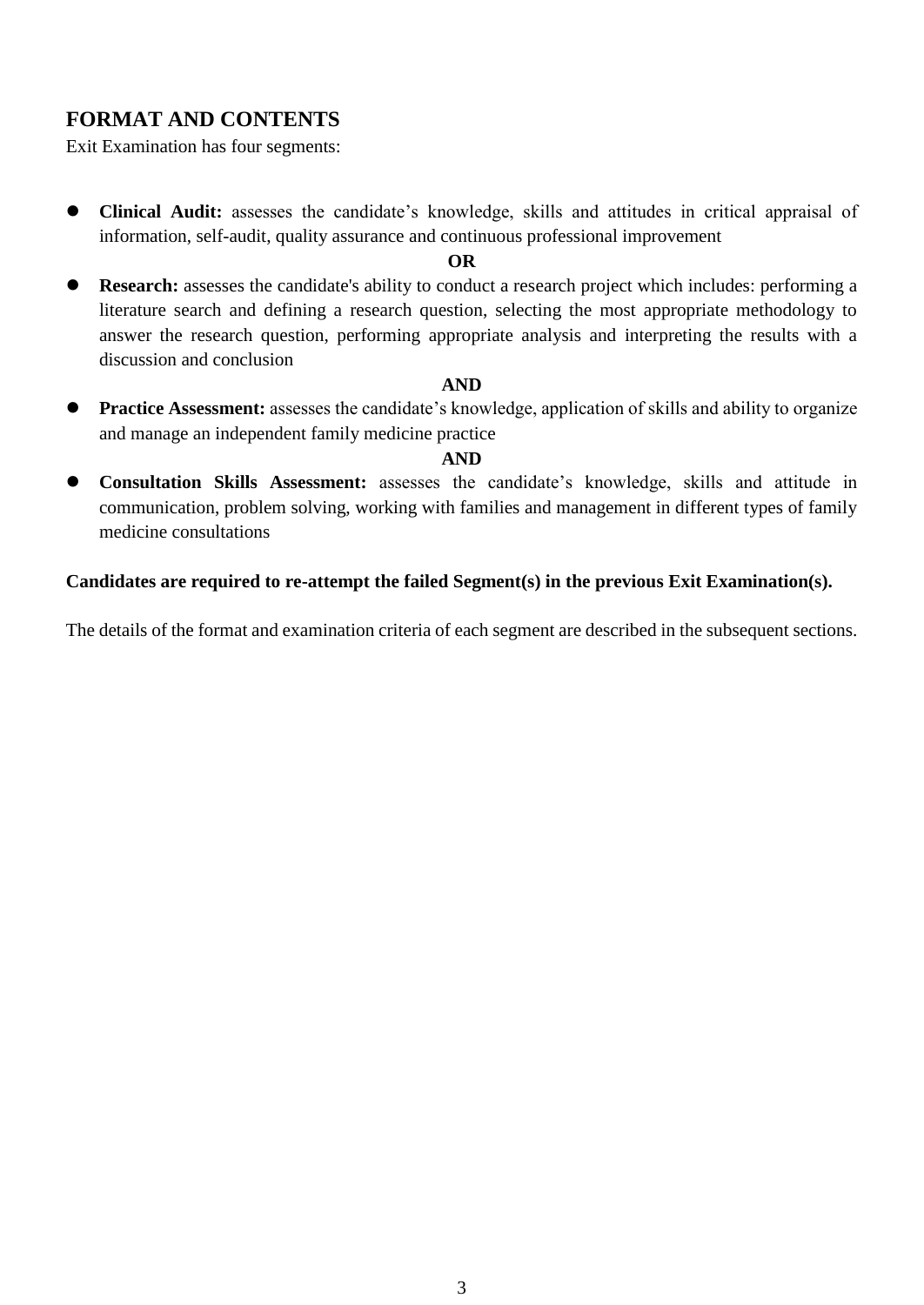## FORMAT AND CONTENTS

Exit Examination has four segments:

- **Clinical Audit:** assesses the candidate's knowledge, skills and attitudes in critical appraisal of information, self-audit, quality assurance and continuous professional improvement

  **OR**

- **Research:** assesses the candidate's ability to conduct a research project which includes: performing a literature search and defining a research question, selecting the most appropriate methodology to answer the research question, performing appropriate analysis and interpreting the results with a discussion and conclusion

  **AND**

- **Practice Assessment:** assesses the candidate's knowledge, application of skills and ability to organize and manage an independent family medicine practice

  **AND**

- **Consultation Skills Assessment:** assesses the candidate's knowledge, skills and attitude in communication, problem solving, working with families and management in different types of family medicine consultations

**Candidates are required to re-attempt the failed Segment(s) in the previous Exit Examination(s).**

The details of the format and examination criteria of each segment are described in the subsequent sections.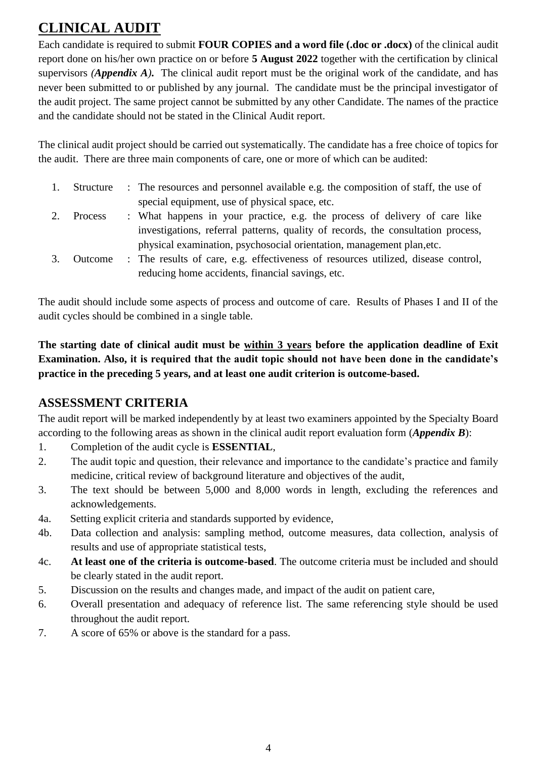# CLINICAL AUDIT

Each candidate is required to submit **FOUR COPIES and a word file (.doc or .docx)** of the clinical audit report done on his/her own practice on or before **5 August 2022** together with the certification by clinical supervisors ***(Appendix A)***. The clinical audit report must be the original work of the candidate, and has never been submitted to or published by any journal. The candidate must be the principal investigator of the audit project. The same project cannot be submitted by any other Candidate. The names of the practice and the candidate should not be stated in the Clinical Audit report.

The clinical audit project should be carried out systematically. The candidate has a free choice of topics for the audit. There are three main components of care, one or more of which can be audited:

1. Structure : The resources and personnel available e.g. the composition of staff, the use of special equipment, use of physical space, etc.
2. Process : What happens in your practice, e.g. the process of delivery of care like investigations, referral patterns, quality of records, the consultation process, physical examination, psychosocial orientation, management plan,etc.
3. Outcome : The results of care, e.g. effectiveness of resources utilized, disease control, reducing home accidents, financial savings, etc.

The audit should include some aspects of process and outcome of care. Results of Phases I and II of the audit cycles should be combined in a single table.

**The starting date of clinical audit must be <u>within 3 years</u> before the application deadline of Exit Examination. Also, it is required that the audit topic should not have been done in the candidate's practice in the preceding 5 years, and at least one audit criterion is outcome-based.**

## ASSESSMENT CRITERIA

The audit report will be marked independently by at least two examiners appointed by the Specialty Board according to the following areas as shown in the clinical audit report evaluation form (***Appendix B***):

1. Completion of the audit cycle is **ESSENTIAL**,
2. The audit topic and question, their relevance and importance to the candidate's practice and family medicine, critical review of background literature and objectives of the audit,
3. The text should be between 5,000 and 8,000 words in length, excluding the references and acknowledgements.

4a. Setting explicit criteria and standards supported by evidence,

4b. Data collection and analysis: sampling method, outcome measures, data collection, analysis of results and use of appropriate statistical tests,

4c. **At least one of the criteria is outcome-based**. The outcome criteria must be included and should be clearly stated in the audit report.

5. Discussion on the results and changes made, and impact of the audit on patient care,
6. Overall presentation and adequacy of reference list. The same referencing style should be used throughout the audit report.
7. A score of 65% or above is the standard for a pass.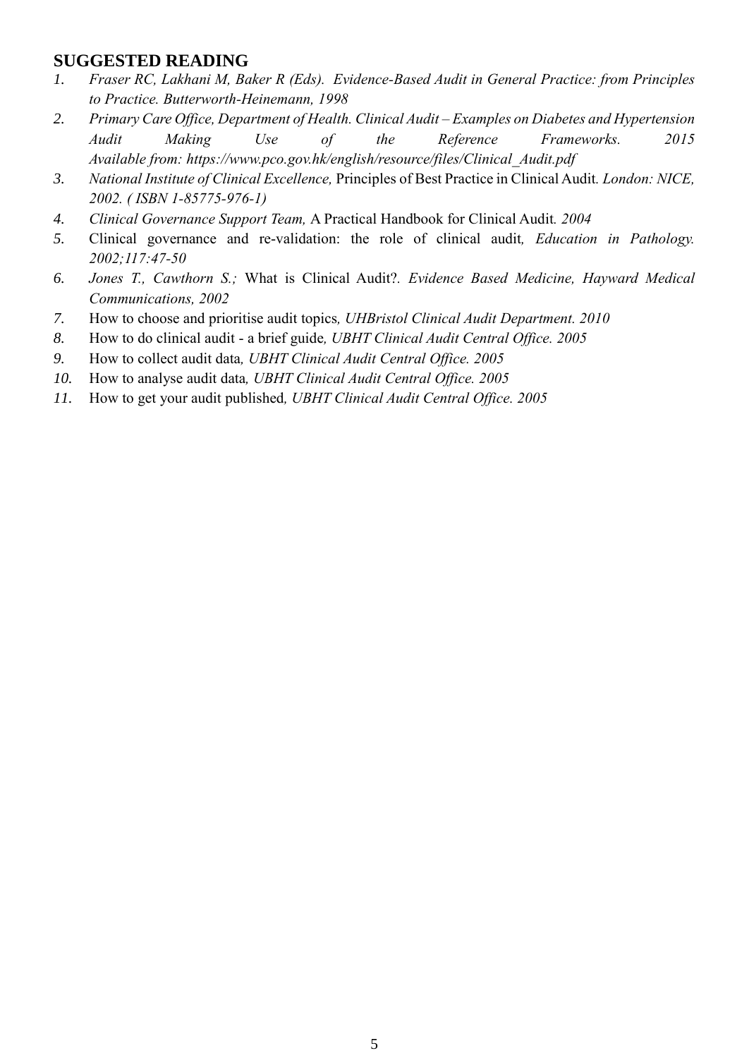## SUGGESTED READING

1. *Fraser RC, Lakhani M, Baker R (Eds). Evidence-Based Audit in General Practice: from Principles to Practice. Butterworth-Heinemann, 1998*
2. *Primary Care Office, Department of Health. Clinical Audit – Examples on Diabetes and Hypertension Audit Making Use of the Reference Frameworks. 2015 Available from: https://www.pco.gov.hk/english/resource/files/Clinical_Audit.pdf*
3. *National Institute of Clinical Excellence,* Principles of Best Practice in Clinical Audit*. London: NICE, 2002. ( ISBN 1-85775-976-1)*
4. *Clinical Governance Support Team,* A Practical Handbook for Clinical Audit*. 2004*
5. Clinical governance and re-validation: the role of clinical audit*, Education in Pathology. 2002;117:47-50*
6. *Jones T., Cawthorn S.;* What is Clinical Audit?*. Evidence Based Medicine, Hayward Medical Communications, 2002*
7. How to choose and prioritise audit topics*, UHBristol Clinical Audit Department. 2010*
8. How to do clinical audit - a brief guide*, UBHT Clinical Audit Central Office. 2005*
9. How to collect audit data*, UBHT Clinical Audit Central Office. 2005*
10. How to analyse audit data*, UBHT Clinical Audit Central Office. 2005*
11. How to get your audit published*, UBHT Clinical Audit Central Office. 2005*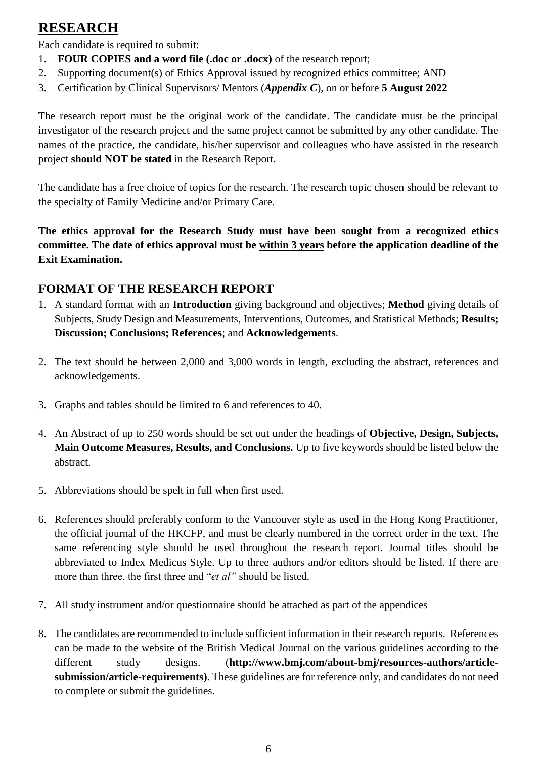## RESEARCH

Each candidate is required to submit:

1. **FOUR COPIES and a word file (.doc or .docx)** of the research report;
2. Supporting document(s) of Ethics Approval issued by recognized ethics committee; AND
3. Certification by Clinical Supervisors/ Mentors (***Appendix C***), on or before **5 August 2022**

The research report must be the original work of the candidate. The candidate must be the principal investigator of the research project and the same project cannot be submitted by any other candidate. The names of the practice, the candidate, his/her supervisor and colleagues who have assisted in the research project **should NOT be stated** in the Research Report.

The candidate has a free choice of topics for the research. The research topic chosen should be relevant to the specialty of Family Medicine and/or Primary Care.

**The ethics approval for the Research Study must have been sought from a recognized ethics committee. The date of ethics approval must be <u>within 3 years</u> before the application deadline of the Exit Examination.**

## FORMAT OF THE RESEARCH REPORT

1. A standard format with an **Introduction** giving background and objectives; **Method** giving details of Subjects, Study Design and Measurements, Interventions, Outcomes, and Statistical Methods; **Results; Discussion; Conclusions; References**; and **Acknowledgements**.

2. The text should be between 2,000 and 3,000 words in length, excluding the abstract, references and acknowledgements.

3. Graphs and tables should be limited to 6 and references to 40.

4. An Abstract of up to 250 words should be set out under the headings of **Objective, Design, Subjects, Main Outcome Measures, Results, and Conclusions.** Up to five keywords should be listed below the abstract.

5. Abbreviations should be spelt in full when first used.

6. References should preferably conform to the Vancouver style as used in the Hong Kong Practitioner, the official journal of the HKCFP, and must be clearly numbered in the correct order in the text. The same referencing style should be used throughout the research report. Journal titles should be abbreviated to Index Medicus Style. Up to three authors and/or editors should be listed. If there are more than three, the first three and "*et al"* should be listed.

7. All study instrument and/or questionnaire should be attached as part of the appendices

8. The candidates are recommended to include sufficient information in their research reports. References can be made to the website of the British Medical Journal on the various guidelines according to the different study designs. (**http://www.bmj.com/about-bmj/resources-authors/article-submission/article-requirements)**. These guidelines are for reference only, and candidates do not need to complete or submit the guidelines.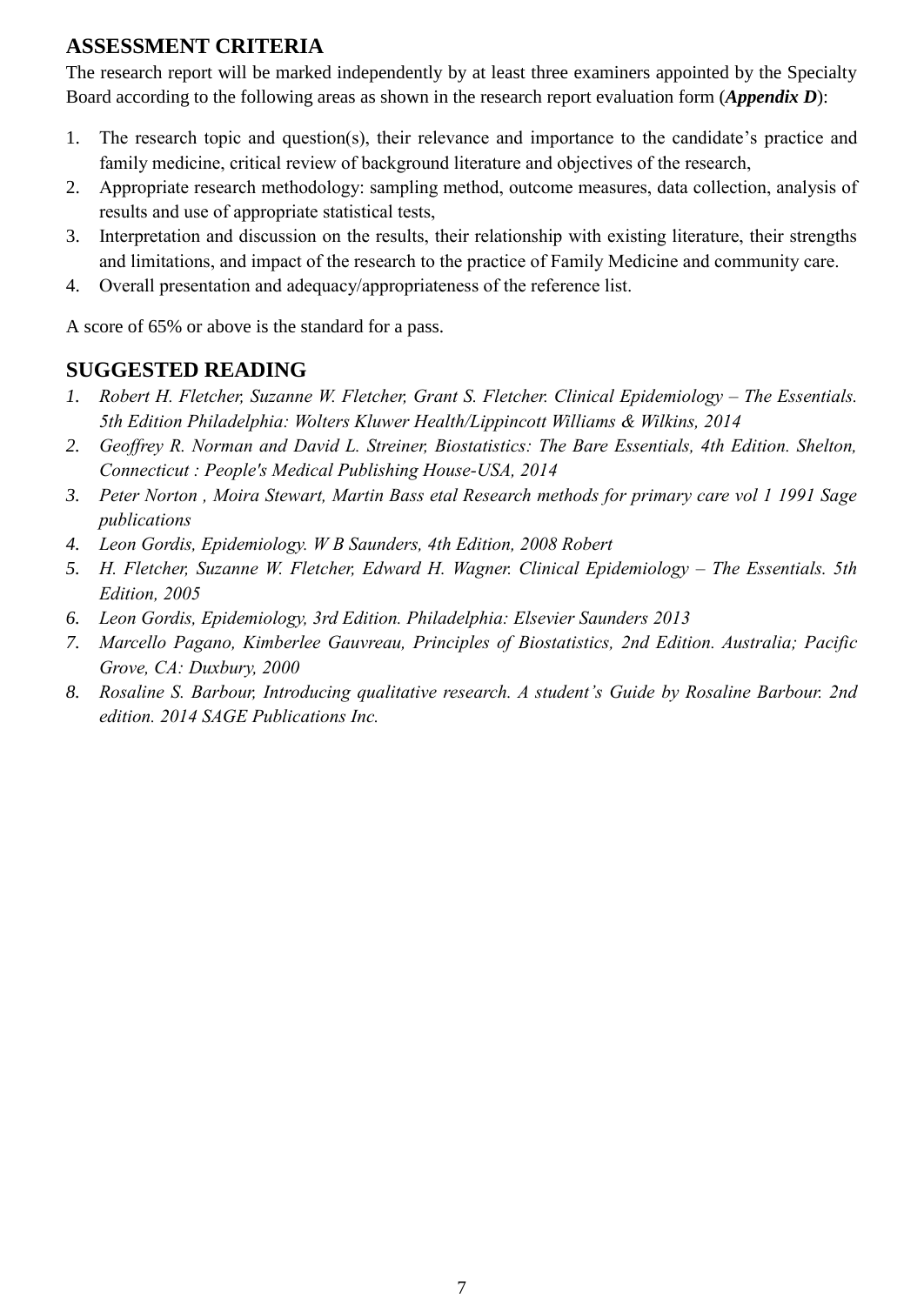## ASSESSMENT CRITERIA

The research report will be marked independently by at least three examiners appointed by the Specialty Board according to the following areas as shown in the research report evaluation form (***Appendix D***):

1. The research topic and question(s), their relevance and importance to the candidate's practice and family medicine, critical review of background literature and objectives of the research,
2. Appropriate research methodology: sampling method, outcome measures, data collection, analysis of results and use of appropriate statistical tests,
3. Interpretation and discussion on the results, their relationship with existing literature, their strengths and limitations, and impact of the research to the practice of Family Medicine and community care.
4. Overall presentation and adequacy/appropriateness of the reference list.

A score of 65% or above is the standard for a pass.

## SUGGESTED READING

1. *Robert H. Fletcher, Suzanne W. Fletcher, Grant S. Fletcher. Clinical Epidemiology – The Essentials. 5th Edition Philadelphia: Wolters Kluwer Health/Lippincott Williams & Wilkins, 2014*
2. *Geoffrey R. Norman and David L. Streiner, Biostatistics: The Bare Essentials, 4th Edition. Shelton, Connecticut : People's Medical Publishing House-USA, 2014*
3. *Peter Norton , Moira Stewart, Martin Bass etal Research methods for primary care vol 1 1991 Sage publications*
4. *Leon Gordis, Epidemiology. W B Saunders, 4th Edition, 2008 Robert*
5. *H. Fletcher, Suzanne W. Fletcher, Edward H. Wagner. Clinical Epidemiology – The Essentials. 5th Edition, 2005*
6. *Leon Gordis, Epidemiology, 3rd Edition. Philadelphia: Elsevier Saunders 2013*
7. *Marcello Pagano, Kimberlee Gauvreau, Principles of Biostatistics, 2nd Edition. Australia; Pacific Grove, CA: Duxbury, 2000*
8. *Rosaline S. Barbour, Introducing qualitative research. A student's Guide by Rosaline Barbour. 2nd edition. 2014 SAGE Publications Inc.*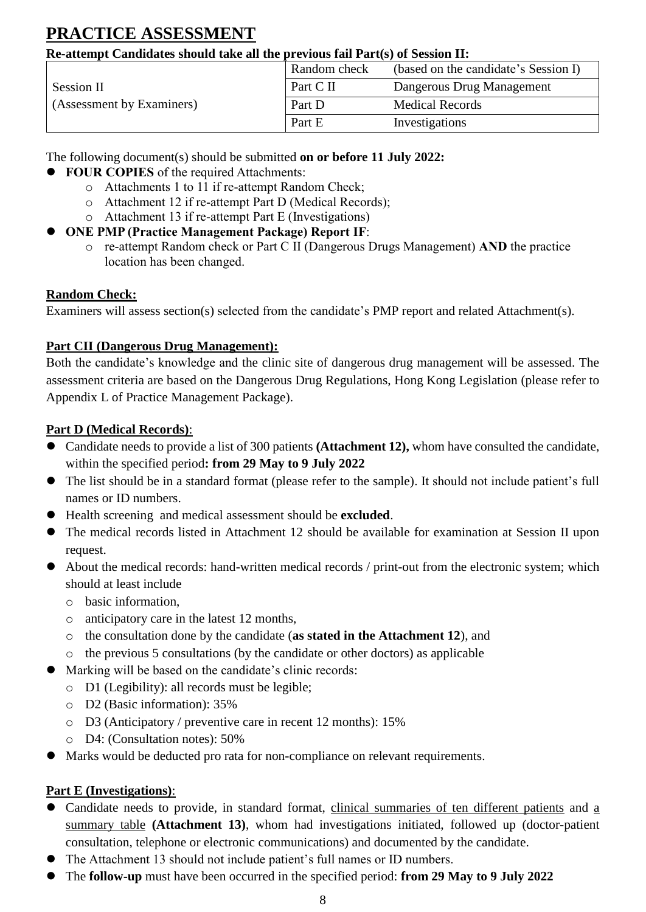# PRACTICE ASSESSMENT

**Re-attempt Candidates should take all the previous fail Part(s) of Session II:**

| | | |
|---|---|---|
| Session II<br>(Assessment by Examiners) | Random check | (based on the candidate's Session I) |
| | Part C II | Dangerous Drug Management |
| | Part D | Medical Records |
| | Part E | Investigations |

The following document(s) should be submitted **on or before 11 July 2022:**

- **FOUR COPIES** of the required Attachments:
  - Attachments 1 to 11 if re-attempt Random Check;
  - Attachment 12 if re-attempt Part D (Medical Records);
  - Attachment 13 if re-attempt Part E (Investigations)
- **ONE PMP (Practice Management Package) Report IF**:
  - re-attempt Random check or Part C II (Dangerous Drugs Management) **AND** the practice location has been changed.

**Random Check:**

Examiners will assess section(s) selected from the candidate's PMP report and related Attachment(s).

**Part CII (Dangerous Drug Management):**

Both the candidate's knowledge and the clinic site of dangerous drug management will be assessed. The assessment criteria are based on the Dangerous Drug Regulations, Hong Kong Legislation (please refer to Appendix L of Practice Management Package).

**Part D (Medical Records)**:

- Candidate needs to provide a list of 300 patients **(Attachment 12),** whom have consulted the candidate, within the specified period**: from 29 May to 9 July 2022**
- The list should be in a standard format (please refer to the sample). It should not include patient's full names or ID numbers.
- Health screening and medical assessment should be **excluded**.
- The medical records listed in Attachment 12 should be available for examination at Session II upon request.
- About the medical records: hand-written medical records / print-out from the electronic system; which should at least include
  - basic information,
  - anticipatory care in the latest 12 months,
  - the consultation done by the candidate (**as stated in the Attachment 12**), and
  - the previous 5 consultations (by the candidate or other doctors) as applicable
- Marking will be based on the candidate's clinic records:
  - D1 (Legibility): all records must be legible;
  - D2 (Basic information): 35%
  - D3 (Anticipatory / preventive care in recent 12 months): 15%
  - D4: (Consultation notes): 50%
- Marks would be deducted pro rata for non-compliance on relevant requirements.

**Part E (Investigations)**:

- Candidate needs to provide, in standard format, clinical summaries of ten different patients and a summary table **(Attachment 13)**, whom had investigations initiated, followed up (doctor-patient consultation, telephone or electronic communications) and documented by the candidate.
- The Attachment 13 should not include patient's full names or ID numbers.
- The **follow-up** must have been occurred in the specified period: **from 29 May to 9 July 2022**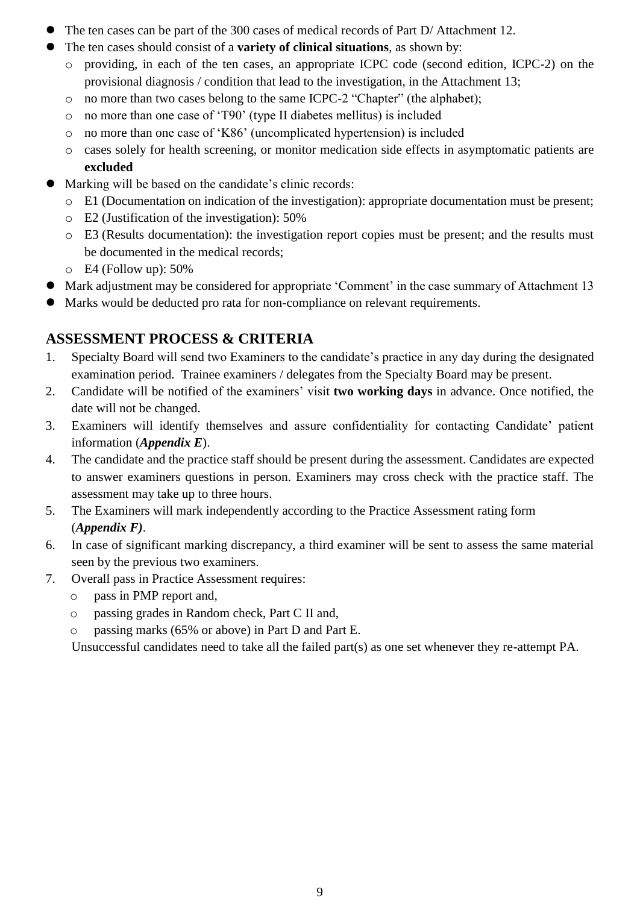- The ten cases can be part of the 300 cases of medical records of Part D/ Attachment 12.
- The ten cases should consist of a **variety of clinical situations**, as shown by:
  - providing, in each of the ten cases, an appropriate ICPC code (second edition, ICPC-2) on the provisional diagnosis / condition that lead to the investigation, in the Attachment 13;
  - no more than two cases belong to the same ICPC-2 "Chapter" (the alphabet);
  - no more than one case of 'T90' (type II diabetes mellitus) is included
  - no more than one case of 'K86' (uncomplicated hypertension) is included
  - cases solely for health screening, or monitor medication side effects in asymptomatic patients are **excluded**
- Marking will be based on the candidate's clinic records:
  - E1 (Documentation on indication of the investigation): appropriate documentation must be present;
  - E2 (Justification of the investigation): 50%
  - E3 (Results documentation): the investigation report copies must be present; and the results must be documented in the medical records;
  - E4 (Follow up): 50%
- Mark adjustment may be considered for appropriate 'Comment' in the case summary of Attachment 13
- Marks would be deducted pro rata for non-compliance on relevant requirements.

## ASSESSMENT PROCESS & CRITERIA

1. Specialty Board will send two Examiners to the candidate's practice in any day during the designated examination period. Trainee examiners / delegates from the Specialty Board may be present.
2. Candidate will be notified of the examiners' visit **two working days** in advance. Once notified, the date will not be changed.
3. Examiners will identify themselves and assure confidentiality for contacting Candidate' patient information (***Appendix E***).
4. The candidate and the practice staff should be present during the assessment. Candidates are expected to answer examiners questions in person. Examiners may cross check with the practice staff. The assessment may take up to three hours.
5. The Examiners will mark independently according to the Practice Assessment rating form (***Appendix F)***.
6. In case of significant marking discrepancy, a third examiner will be sent to assess the same material seen by the previous two examiners.
7. Overall pass in Practice Assessment requires:
   - pass in PMP report and,
   - passing grades in Random check, Part C II and,
   - passing marks (65% or above) in Part D and Part E.

   Unsuccessful candidates need to take all the failed part(s) as one set whenever they re-attempt PA.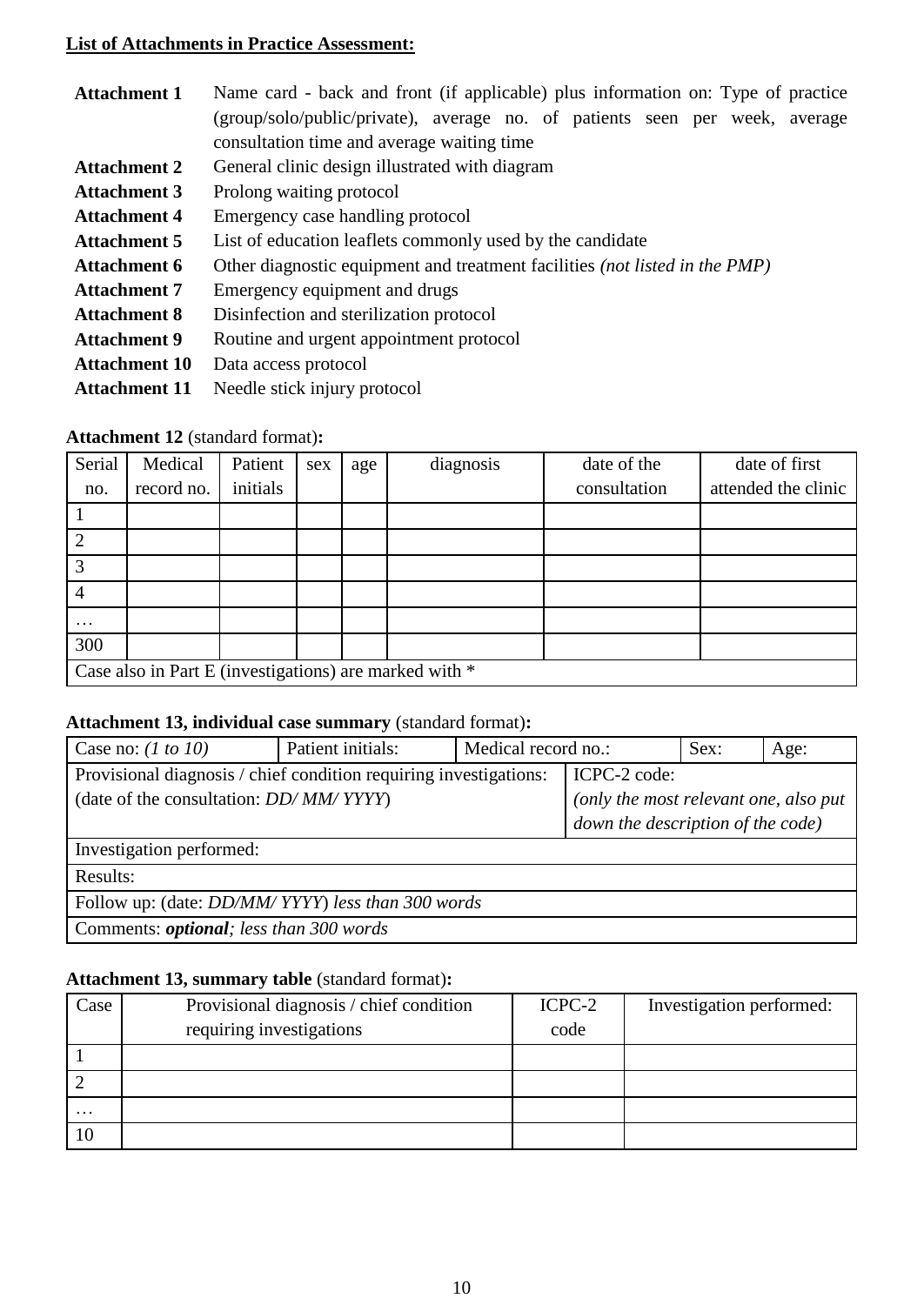**List of Attachments in Practice Assessment:**

| | |
|---|---|
| **Attachment 1** | Name card - back and front (if applicable) plus information on: Type of practice (group/solo/public/private), average no. of patients seen per week, average consultation time and average waiting time |
| **Attachment 2** | General clinic design illustrated with diagram |
| **Attachment 3** | Prolong waiting protocol |
| **Attachment 4** | Emergency case handling protocol |
| **Attachment 5** | List of education leaflets commonly used by the candidate |
| **Attachment 6** | Other diagnostic equipment and treatment facilities *(not listed in the PMP)* |
| **Attachment 7** | Emergency equipment and drugs |
| **Attachment 8** | Disinfection and sterilization protocol |
| **Attachment 9** | Routine and urgent appointment protocol |
| **Attachment 10** | Data access protocol |
| **Attachment 11** | Needle stick injury protocol |

**Attachment 12** (standard format)**:**

| Serial no. | Medical record no. | Patient initials | sex | age | diagnosis | date of the consultation | date of first attended the clinic |
|---|---|---|---|---|---|---|---|
| 1 | | | | | | | |
| 2 | | | | | | | |
| 3 | | | | | | | |
| 4 | | | | | | | |
| … | | | | | | | |
| 300 | | | | | | | |
| Case also in Part E (investigations) are marked with * | | | | | | | |

**Attachment 13, individual case summary** (standard format)**:**

| Case no: *(1 to 10)* | Patient initials: | Medical record no.: | Sex: | Age: |
|---|---|---|---|---|
| Provisional diagnosis / chief condition requiring investigations: (date of the consultation: *DD/ MM/ YYYY*) | | | ICPC-2 code: *(only the most relevant one, also put down the description of the code)* | |
| Investigation performed: | | | | |
| Results: | | | | |
| Follow up: (date: *DD/MM/ YYYY*) *less than 300 words* | | | | |
| Comments: ***optional****; less than 300 words* | | | | |

**Attachment 13, summary table** (standard format)**:**

| Case | Provisional diagnosis / chief condition requiring investigations | ICPC-2 code | Investigation performed: |
|---|---|---|---|
| 1 | | | |
| 2 | | | |
| … | | | |
| 10 | | | |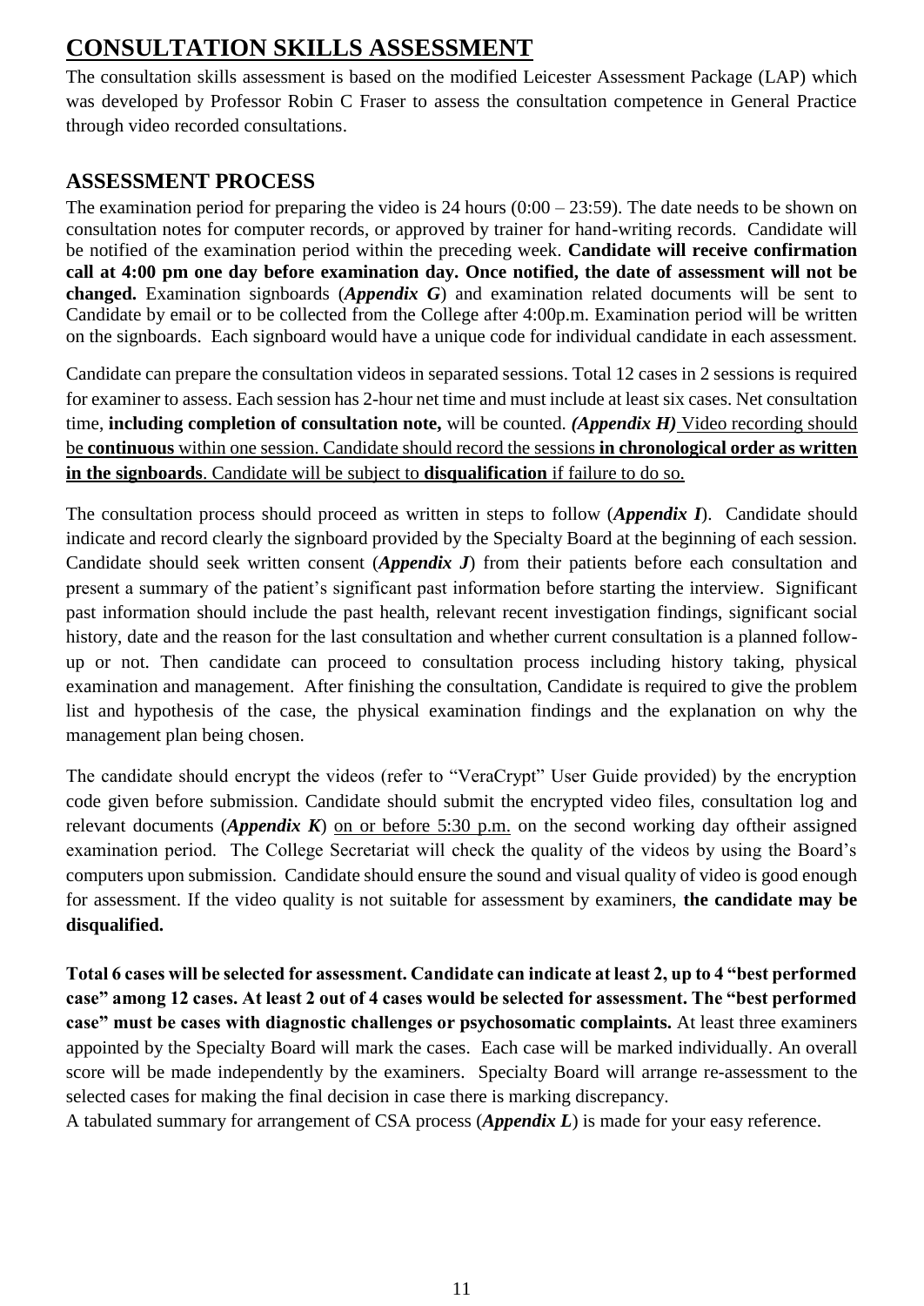# CONSULTATION SKILLS ASSESSMENT

The consultation skills assessment is based on the modified Leicester Assessment Package (LAP) which was developed by Professor Robin C Fraser to assess the consultation competence in General Practice through video recorded consultations.

## ASSESSMENT PROCESS

The examination period for preparing the video is 24 hours (0:00 – 23:59). The date needs to be shown on consultation notes for computer records, or approved by trainer for hand-writing records. Candidate will be notified of the examination period within the preceding week. **Candidate will receive confirmation call at 4:00 pm one day before examination day. Once notified, the date of assessment will not be changed.** Examination signboards (***Appendix G***) and examination related documents will be sent to Candidate by email or to be collected from the College after 4:00p.m. Examination period will be written on the signboards. Each signboard would have a unique code for individual candidate in each assessment.

Candidate can prepare the consultation videos in separated sessions. Total 12 cases in 2 sessions is required for examiner to assess. Each session has 2-hour net time and must include at least six cases. Net consultation time, **including completion of consultation note,** will be counted. ***(Appendix H)*** <u>Video recording should be **continuous** within one session. Candidate should record the sessions **in chronological order as written in the signboards**. Candidate will be subject to **disqualification** if failure to do so.</u>

The consultation process should proceed as written in steps to follow (***Appendix I***). Candidate should indicate and record clearly the signboard provided by the Specialty Board at the beginning of each session. Candidate should seek written consent (***Appendix J***) from their patients before each consultation and present a summary of the patient's significant past information before starting the interview. Significant past information should include the past health, relevant recent investigation findings, significant social history, date and the reason for the last consultation and whether current consultation is a planned follow-up or not. Then candidate can proceed to consultation process including history taking, physical examination and management. After finishing the consultation, Candidate is required to give the problem list and hypothesis of the case, the physical examination findings and the explanation on why the management plan being chosen.

The candidate should encrypt the videos (refer to "VeraCrypt" User Guide provided) by the encryption code given before submission. Candidate should submit the encrypted video files, consultation log and relevant documents (***Appendix K***) <u>on or before 5:30 p.m.</u> on the second working day oftheir assigned examination period. The College Secretariat will check the quality of the videos by using the Board's computers upon submission. Candidate should ensure the sound and visual quality of video is good enough for assessment. If the video quality is not suitable for assessment by examiners, **the candidate may be disqualified.**

**Total 6 cases will be selected for assessment. Candidate can indicate at least 2, up to 4 "best performed case" among 12 cases. At least 2 out of 4 cases would be selected for assessment. The "best performed case" must be cases with diagnostic challenges or psychosomatic complaints.** At least three examiners appointed by the Specialty Board will mark the cases. Each case will be marked individually. An overall score will be made independently by the examiners. Specialty Board will arrange re-assessment to the selected cases for making the final decision in case there is marking discrepancy.

A tabulated summary for arrangement of CSA process (***Appendix L***) is made for your easy reference.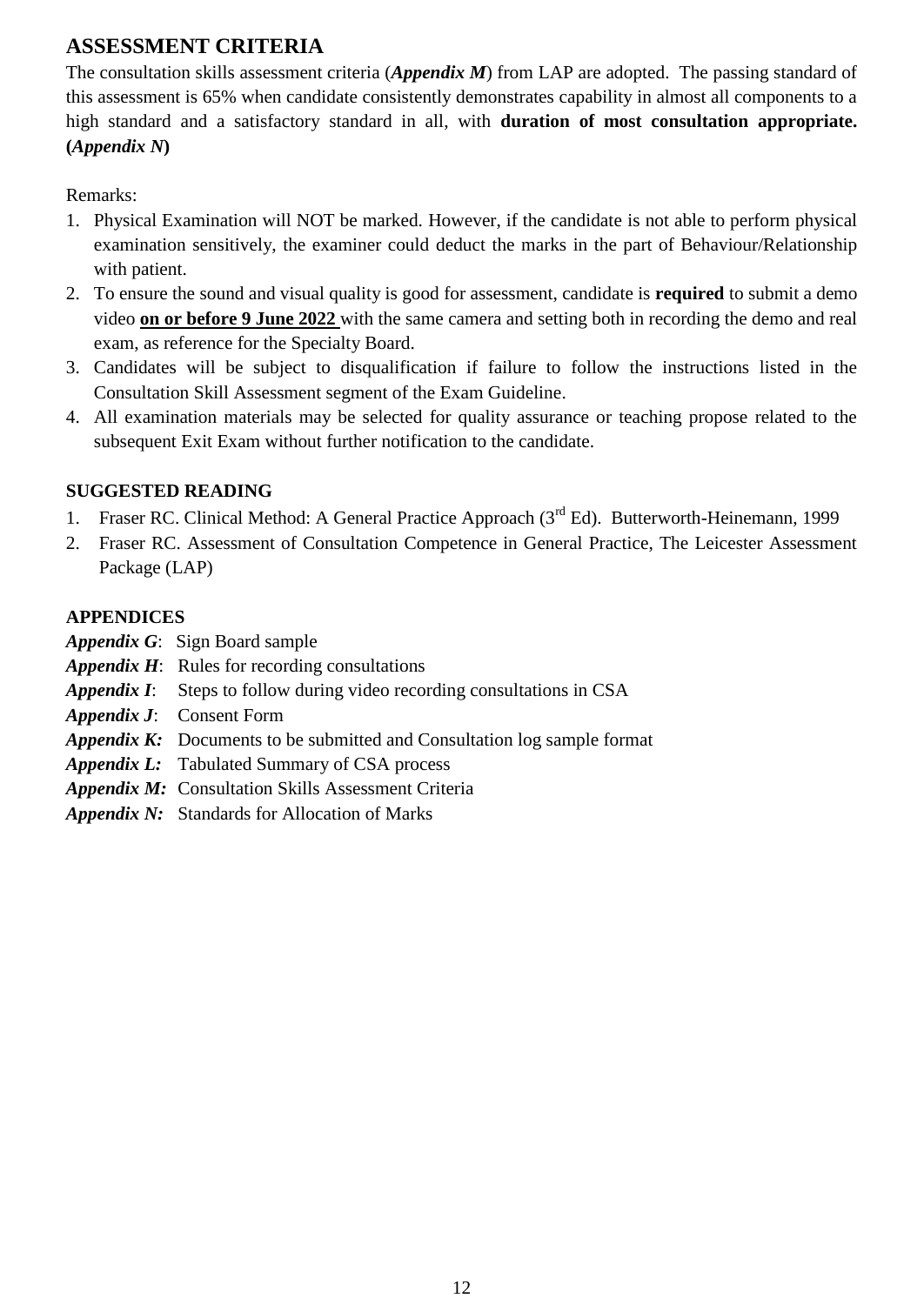## ASSESSMENT CRITERIA

The consultation skills assessment criteria (***Appendix M***) from LAP are adopted. The passing standard of this assessment is 65% when candidate consistently demonstrates capability in almost all components to a high standard and a satisfactory standard in all, with **duration of most consultation appropriate. (*Appendix N*)**

Remarks:

1. Physical Examination will NOT be marked. However, if the candidate is not able to perform physical examination sensitively, the examiner could deduct the marks in the part of Behaviour/Relationship with patient.
2. To ensure the sound and visual quality is good for assessment, candidate is **required** to submit a demo video **<u>on or before 9 June 2022</u>** with the same camera and setting both in recording the demo and real exam, as reference for the Specialty Board.
3. Candidates will be subject to disqualification if failure to follow the instructions listed in the Consultation Skill Assessment segment of the Exam Guideline.
4. All examination materials may be selected for quality assurance or teaching propose related to the subsequent Exit Exam without further notification to the candidate.

### SUGGESTED READING

1. Fraser RC. Clinical Method: A General Practice Approach (3rd Ed). Butterworth-Heinemann, 1999
2. Fraser RC. Assessment of Consultation Competence in General Practice, The Leicester Assessment Package (LAP)

### APPENDICES

***Appendix G***: Sign Board sample
***Appendix H***: Rules for recording consultations
***Appendix I***: Steps to follow during video recording consultations in CSA
***Appendix J***: Consent Form
***Appendix K:*** Documents to be submitted and Consultation log sample format
***Appendix L:*** Tabulated Summary of CSA process
***Appendix M:*** Consultation Skills Assessment Criteria
***Appendix N:*** Standards for Allocation of Marks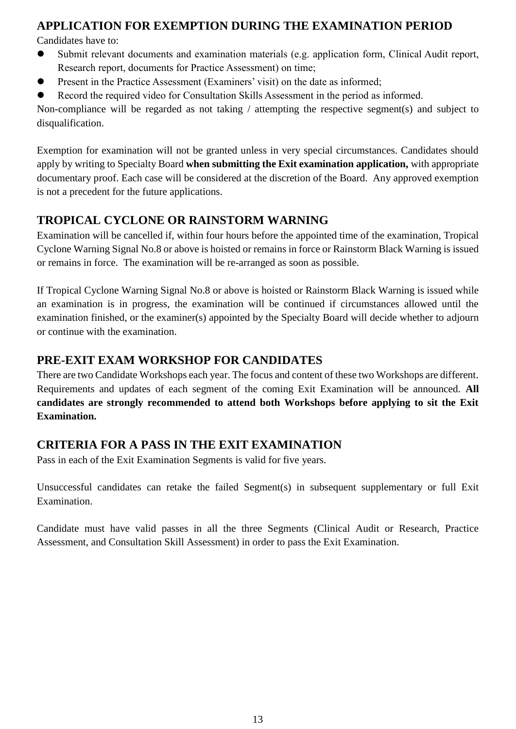## APPLICATION FOR EXEMPTION DURING THE EXAMINATION PERIOD

Candidates have to:

- Submit relevant documents and examination materials (e.g. application form, Clinical Audit report, Research report, documents for Practice Assessment) on time;
- Present in the Practice Assessment (Examiners' visit) on the date as informed;
- Record the required video for Consultation Skills Assessment in the period as informed.

Non-compliance will be regarded as not taking / attempting the respective segment(s) and subject to disqualification.

Exemption for examination will not be granted unless in very special circumstances. Candidates should apply by writing to Specialty Board **when submitting the Exit examination application,** with appropriate documentary proof. Each case will be considered at the discretion of the Board. Any approved exemption is not a precedent for the future applications.

## TROPICAL CYCLONE OR RAINSTORM WARNING

Examination will be cancelled if, within four hours before the appointed time of the examination, Tropical Cyclone Warning Signal No.8 or above is hoisted or remains in force or Rainstorm Black Warning is issued or remains in force. The examination will be re-arranged as soon as possible.

If Tropical Cyclone Warning Signal No.8 or above is hoisted or Rainstorm Black Warning is issued while an examination is in progress, the examination will be continued if circumstances allowed until the examination finished, or the examiner(s) appointed by the Specialty Board will decide whether to adjourn or continue with the examination.

## PRE-EXIT EXAM WORKSHOP FOR CANDIDATES

There are two Candidate Workshops each year. The focus and content of these two Workshops are different. Requirements and updates of each segment of the coming Exit Examination will be announced. **All candidates are strongly recommended to attend both Workshops before applying to sit the Exit Examination.**

## CRITERIA FOR A PASS IN THE EXIT EXAMINATION

Pass in each of the Exit Examination Segments is valid for five years.

Unsuccessful candidates can retake the failed Segment(s) in subsequent supplementary or full Exit Examination.

Candidate must have valid passes in all the three Segments (Clinical Audit or Research, Practice Assessment, and Consultation Skill Assessment) in order to pass the Exit Examination.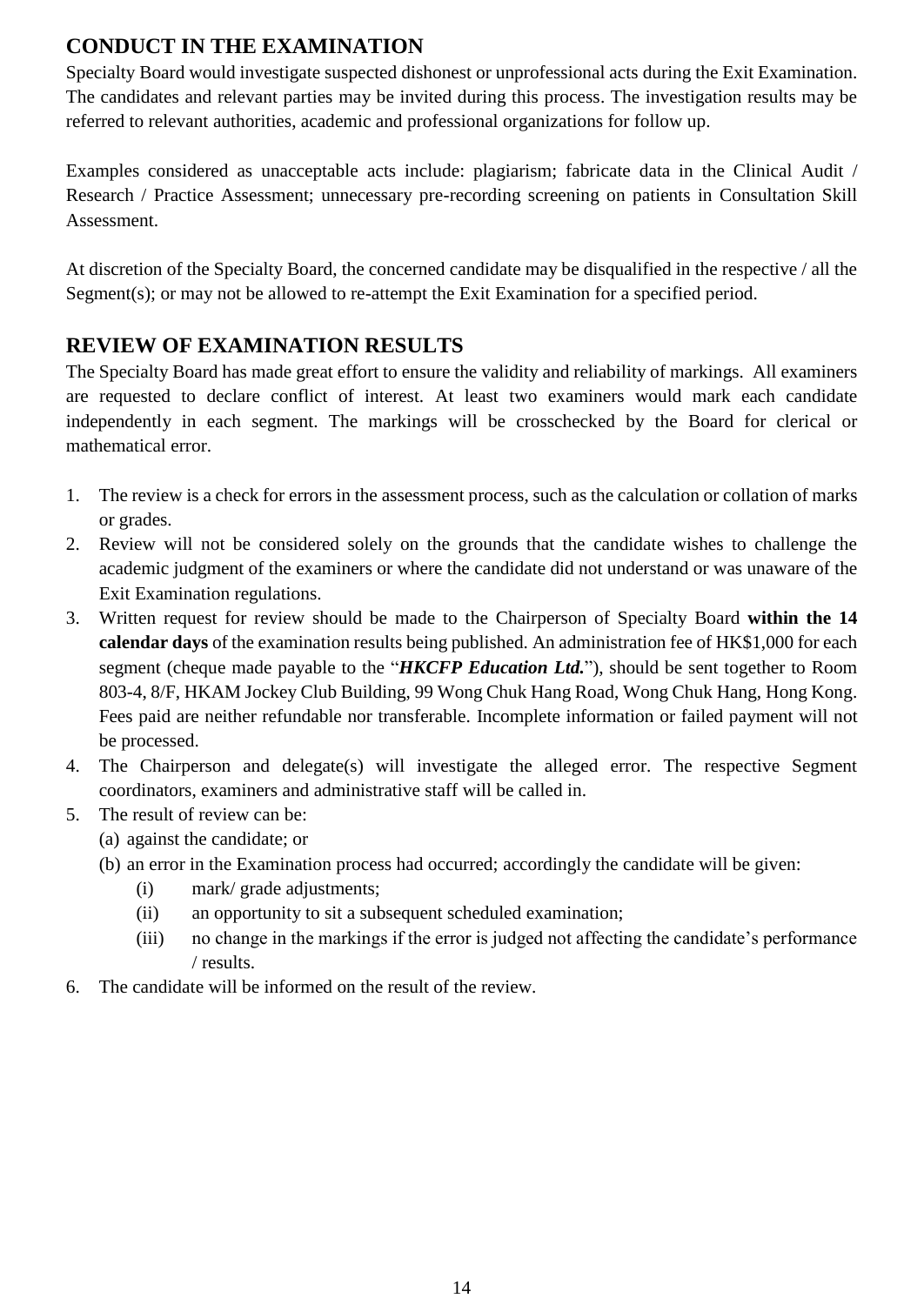## CONDUCT IN THE EXAMINATION

Specialty Board would investigate suspected dishonest or unprofessional acts during the Exit Examination. The candidates and relevant parties may be invited during this process. The investigation results may be referred to relevant authorities, academic and professional organizations for follow up.

Examples considered as unacceptable acts include: plagiarism; fabricate data in the Clinical Audit / Research / Practice Assessment; unnecessary pre-recording screening on patients in Consultation Skill Assessment.

At discretion of the Specialty Board, the concerned candidate may be disqualified in the respective / all the Segment(s); or may not be allowed to re-attempt the Exit Examination for a specified period.

## REVIEW OF EXAMINATION RESULTS

The Specialty Board has made great effort to ensure the validity and reliability of markings. All examiners are requested to declare conflict of interest. At least two examiners would mark each candidate independently in each segment. The markings will be crosschecked by the Board for clerical or mathematical error.

1. The review is a check for errors in the assessment process, such as the calculation or collation of marks or grades.
2. Review will not be considered solely on the grounds that the candidate wishes to challenge the academic judgment of the examiners or where the candidate did not understand or was unaware of the Exit Examination regulations.
3. Written request for review should be made to the Chairperson of Specialty Board **within the 14 calendar days** of the examination results being published. An administration fee of HK$1,000 for each segment (cheque made payable to the "***HKCFP Education Ltd.***"), should be sent together to Room 803-4, 8/F, HKAM Jockey Club Building, 99 Wong Chuk Hang Road, Wong Chuk Hang, Hong Kong. Fees paid are neither refundable nor transferable. Incomplete information or failed payment will not be processed.
4. The Chairperson and delegate(s) will investigate the alleged error. The respective Segment coordinators, examiners and administrative staff will be called in.
5. The result of review can be:
   (a) against the candidate; or
   (b) an error in the Examination process had occurred; accordingly the candidate will be given:
      (i) mark/ grade adjustments;
      (ii) an opportunity to sit a subsequent scheduled examination;
      (iii) no change in the markings if the error is judged not affecting the candidate's performance / results.
6. The candidate will be informed on the result of the review.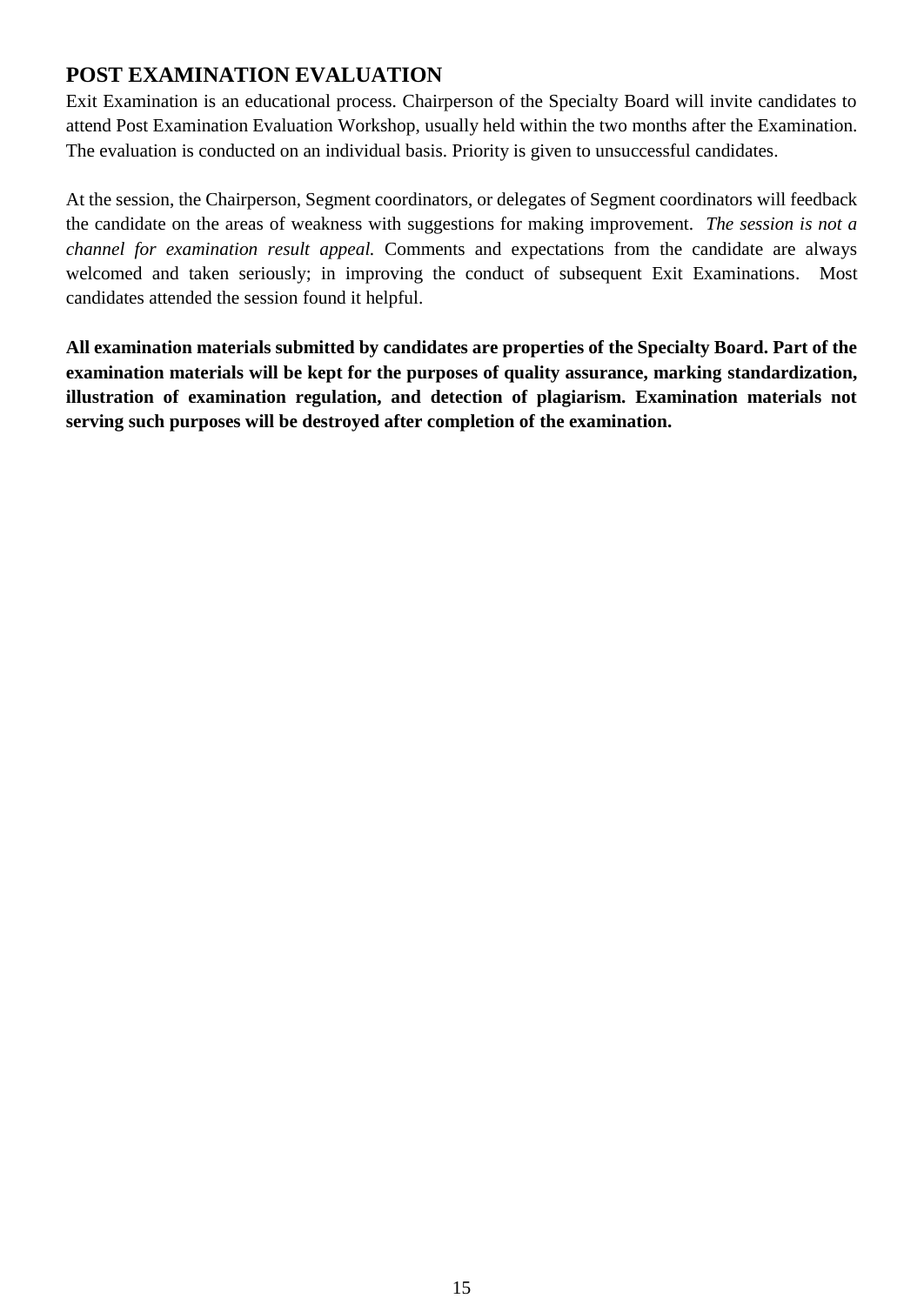## POST EXAMINATION EVALUATION

Exit Examination is an educational process. Chairperson of the Specialty Board will invite candidates to attend Post Examination Evaluation Workshop, usually held within the two months after the Examination. The evaluation is conducted on an individual basis. Priority is given to unsuccessful candidates.

At the session, the Chairperson, Segment coordinators, or delegates of Segment coordinators will feedback the candidate on the areas of weakness with suggestions for making improvement. *The session is not a channel for examination result appeal.* Comments and expectations from the candidate are always welcomed and taken seriously; in improving the conduct of subsequent Exit Examinations. Most candidates attended the session found it helpful.

**All examination materials submitted by candidates are properties of the Specialty Board. Part of the examination materials will be kept for the purposes of quality assurance, marking standardization, illustration of examination regulation, and detection of plagiarism. Examination materials not serving such purposes will be destroyed after completion of the examination.**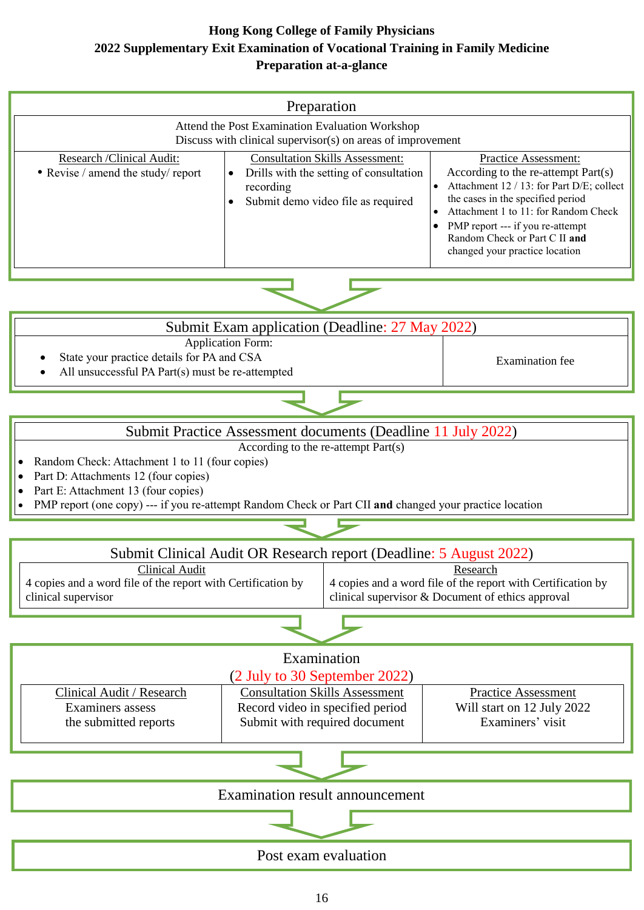**Hong Kong College of Family Physicians**
**2022 Supplementary Exit Examination of Vocational Training in Family Medicine**
**Preparation at-a-glance**

## Preparation

Attend the Post Examination Evaluation Workshop
Discuss with clinical supervisor(s) on areas of improvement

| Research /Clinical Audit: | Consultation Skills Assessment: | Practice Assessment: |
|---|---|---|
| • Revise / amend the study/ report | • Drills with the setting of consultation recording<br>• Submit demo video file as required | According to the re-attempt Part(s)<br>• Attachment 12 / 13: for Part D/E; collect the cases in the specified period<br>• Attachment 1 to 11: for Random Check<br>• PMP report --- if you re-attempt Random Check or Part C II **and** changed your practice location |

## Submit Exam application (Deadline: 27 May 2022)

| Application Form: | |
|---|---|
| • State your practice details for PA and CSA<br>• All unsuccessful PA Part(s) must be re-attempted | Examination fee |

## Submit Practice Assessment documents (Deadline 11 July 2022)

According to the re-attempt Part(s)

- Random Check: Attachment 1 to 11 (four copies)
- Part D: Attachments 12 (four copies)
- Part E: Attachment 13 (four copies)
- PMP report (one copy) --- if you re-attempt Random Check or Part CII **and** changed your practice location

## Submit Clinical Audit OR Research report (Deadline: 5 August 2022)

| Clinical Audit | Research |
|---|---|
| 4 copies and a word file of the report with Certification by clinical supervisor | 4 copies and a word file of the report with Certification by clinical supervisor & Document of ethics approval |

## Examination

(2 July to 30 September 2022)

| Clinical Audit / Research | Consultation Skills Assessment | Practice Assessment |
|---|---|---|
| Examiners assess the submitted reports | Record video in specified period<br>Submit with required document | Will start on 12 July 2022<br>Examiners' visit |

## Examination result announcement

## Post exam evaluation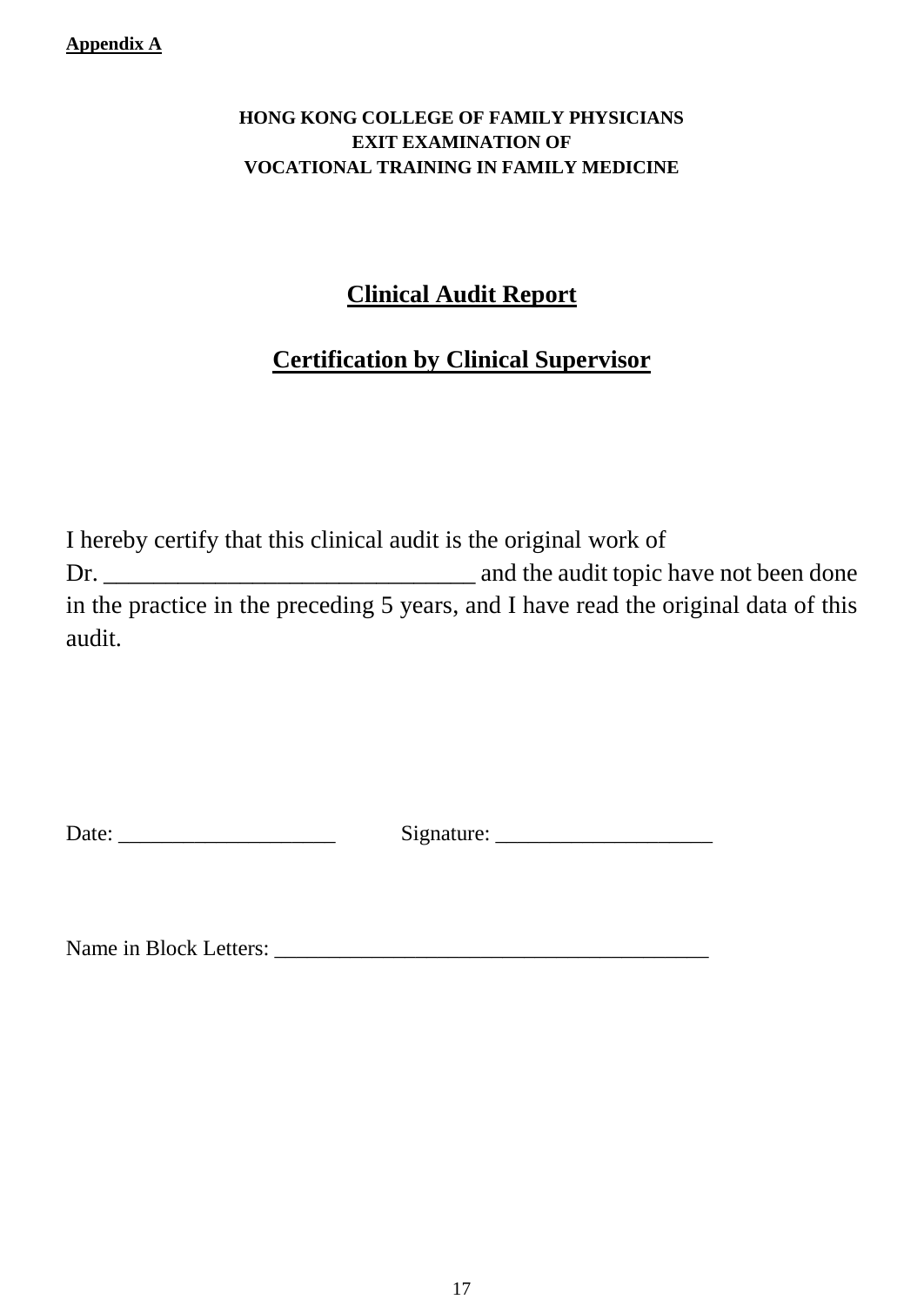**Appendix A**

**HONG KONG COLLEGE OF FAMILY PHYSICIANS**
**EXIT EXAMINATION OF**
**VOCATIONAL TRAINING IN FAMILY MEDICINE**

## Clinical Audit Report

## Certification by Clinical Supervisor

I hereby certify that this clinical audit is the original work of Dr. _______________________________ and the audit topic have not been done in the practice in the preceding 5 years, and I have read the original data of this audit.

Date: ____________________ Signature: ____________________

Name in Block Letters: ________________________________________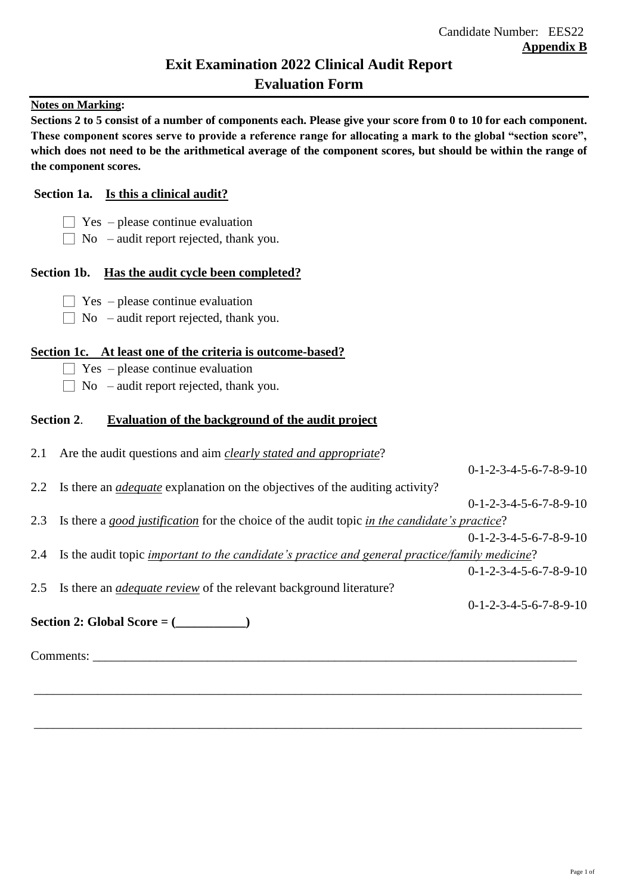Candidate Number: EES22

**Appendix B**

# Exit Examination 2022 Clinical Audit Report Evaluation Form

**Notes on Marking:**

**Sections 2 to 5 consist of a number of components each. Please give your score from 0 to 10 for each component. These component scores serve to provide a reference range for allocating a mark to the global "section score", which does not need to be the arithmetical average of the component scores, but should be within the range of the component scores.**

**Section 1a. Is this a clinical audit?**

- ☐ Yes – please continue evaluation
- ☐ No – audit report rejected, thank you.

**Section 1b. Has the audit cycle been completed?**

- ☐ Yes – please continue evaluation
- ☐ No – audit report rejected, thank you.

**Section 1c. At least one of the criteria is outcome-based?**

- ☐ Yes – please continue evaluation
- ☐ No – audit report rejected, thank you.

**Section 2. Evaluation of the background of the audit project**

2.1 Are the audit questions and aim *clearly stated and appropriate*?
0-1-2-3-4-5-6-7-8-9-10

2.2 Is there an *adequate* explanation on the objectives of the auditing activity?
0-1-2-3-4-5-6-7-8-9-10

2.3 Is there a *good justification* for the choice of the audit topic *in the candidate's practice*?
0-1-2-3-4-5-6-7-8-9-10

2.4 Is the audit topic *important to the candidate's practice and general practice/family medicine*?
0-1-2-3-4-5-6-7-8-9-10

2.5 Is there an *adequate review* of the relevant background literature?
0-1-2-3-4-5-6-7-8-9-10

**Section 2: Global Score = (\_\_\_\_\_\_\_\_\_\_\_)**

Comments: \_\_\_\_\_\_\_\_\_\_\_\_\_\_\_\_\_\_\_\_\_\_\_\_\_\_\_\_\_\_\_\_\_\_\_\_\_\_\_\_\_\_\_\_\_\_\_\_\_\_\_\_\_\_\_\_\_\_\_\_\_\_\_\_\_\_\_\_\_\_

\_\_\_\_\_\_\_\_\_\_\_\_\_\_\_\_\_\_\_\_\_\_\_\_\_\_\_\_\_\_\_\_\_\_\_\_\_\_\_\_\_\_\_\_\_\_\_\_\_\_\_\_\_\_\_\_\_\_\_\_\_\_\_\_\_\_\_\_\_\_\_\_\_\_\_\_\_\_

\_\_\_\_\_\_\_\_\_\_\_\_\_\_\_\_\_\_\_\_\_\_\_\_\_\_\_\_\_\_\_\_\_\_\_\_\_\_\_\_\_\_\_\_\_\_\_\_\_\_\_\_\_\_\_\_\_\_\_\_\_\_\_\_\_\_\_\_\_\_\_\_\_\_\_\_\_\_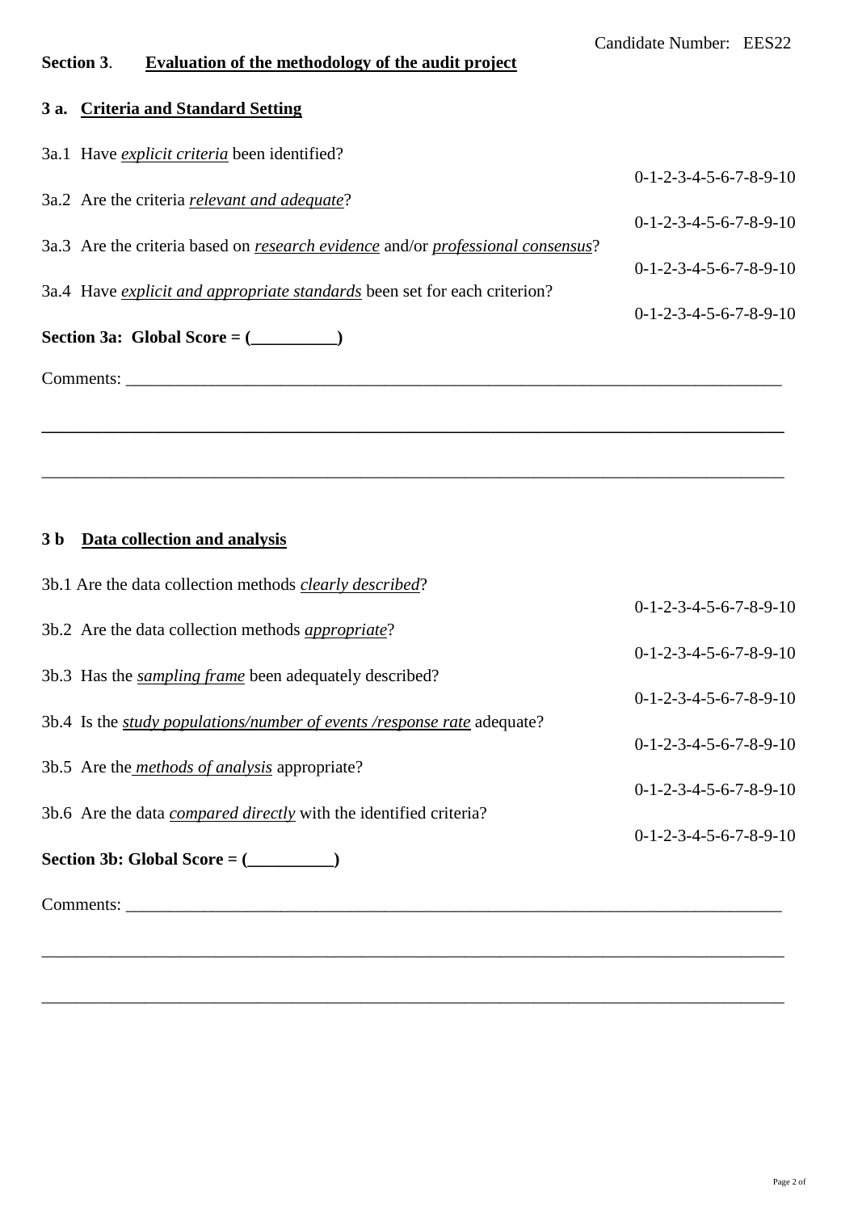Candidate Number: EES22

## Section 3. Evaluation of the methodology of the audit project

### 3 a. Criteria and Standard Setting

3a.1 Have *explicit criteria* been identified?

0-1-2-3-4-5-6-7-8-9-10

3a.2 Are the criteria *relevant and adequate*?

0-1-2-3-4-5-6-7-8-9-10

3a.3 Are the criteria based on *research evidence* and/or *professional consensus*?

0-1-2-3-4-5-6-7-8-9-10

3a.4 Have *explicit and appropriate standards* been set for each criterion?

0-1-2-3-4-5-6-7-8-9-10

**Section 3a: Global Score = (__________)**

Comments: ______________________________________________________________________________

______________________________________________________________________________________

______________________________________________________________________________________

### 3 b Data collection and analysis

3b.1 Are the data collection methods *clearly described*?

0-1-2-3-4-5-6-7-8-9-10

3b.2 Are the data collection methods *appropriate*?

0-1-2-3-4-5-6-7-8-9-10

3b.3 Has the *sampling frame* been adequately described?

0-1-2-3-4-5-6-7-8-9-10

3b.4 Is the *study populations/number of events /response rate* adequate?

0-1-2-3-4-5-6-7-8-9-10

3b.5 Are the *methods of analysis* appropriate?

0-1-2-3-4-5-6-7-8-9-10

3b.6 Are the data *compared directly* with the identified criteria?

0-1-2-3-4-5-6-7-8-9-10

**Section 3b: Global Score = (__________)**

Comments: ______________________________________________________________________________

______________________________________________________________________________________

______________________________________________________________________________________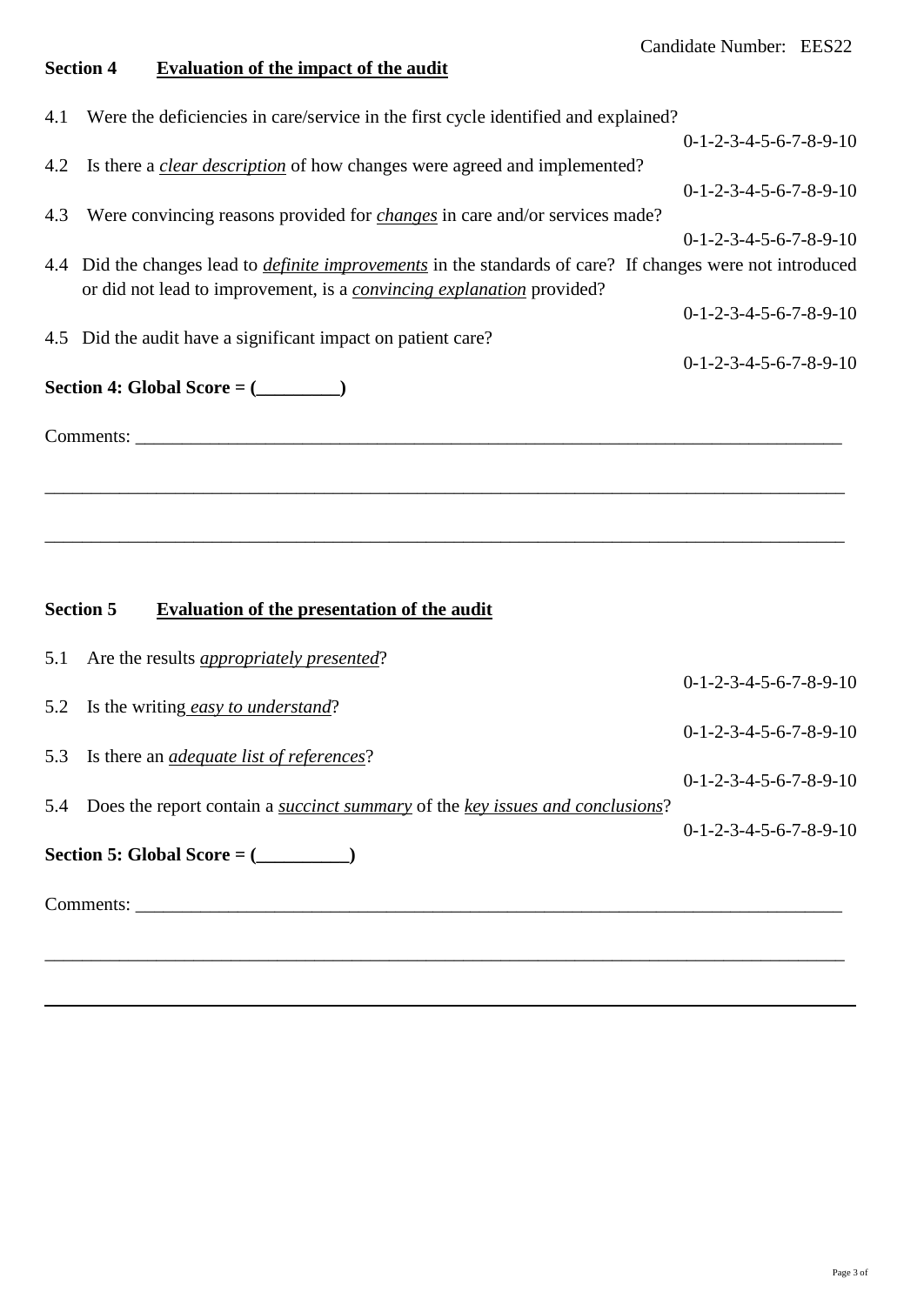Candidate Number: EES22

**Section 4 Evaluation of the impact of the audit**

4.1 Were the deficiencies in care/service in the first cycle identified and explained?

0-1-2-3-4-5-6-7-8-9-10

4.2 Is there a *clear description* of how changes were agreed and implemented?

0-1-2-3-4-5-6-7-8-9-10

4.3 Were convincing reasons provided for *changes* in care and/or services made?

0-1-2-3-4-5-6-7-8-9-10

4.4 Did the changes lead to *definite improvements* in the standards of care? If changes were not introduced or did not lead to improvement, is a *convincing explanation* provided?

0-1-2-3-4-5-6-7-8-9-10

4.5 Did the audit have a significant impact on patient care?

0-1-2-3-4-5-6-7-8-9-10

**Section 4: Global Score = (_________)**

Comments: ________________________________________________________________________________

___________________________________________________________________________________________

___________________________________________________________________________________________

**Section 5 Evaluation of the presentation of the audit**

5.1 Are the results *appropriately presented*?

0-1-2-3-4-5-6-7-8-9-10

5.2 Is the writing *easy to understand*?

0-1-2-3-4-5-6-7-8-9-10

5.3 Is there an *adequate list of references*?

0-1-2-3-4-5-6-7-8-9-10

5.4 Does the report contain a *succinct summary* of the *key issues and conclusions*?

0-1-2-3-4-5-6-7-8-9-10

**Section 5: Global Score = (__________)**

Comments: ________________________________________________________________________________

___________________________________________________________________________________________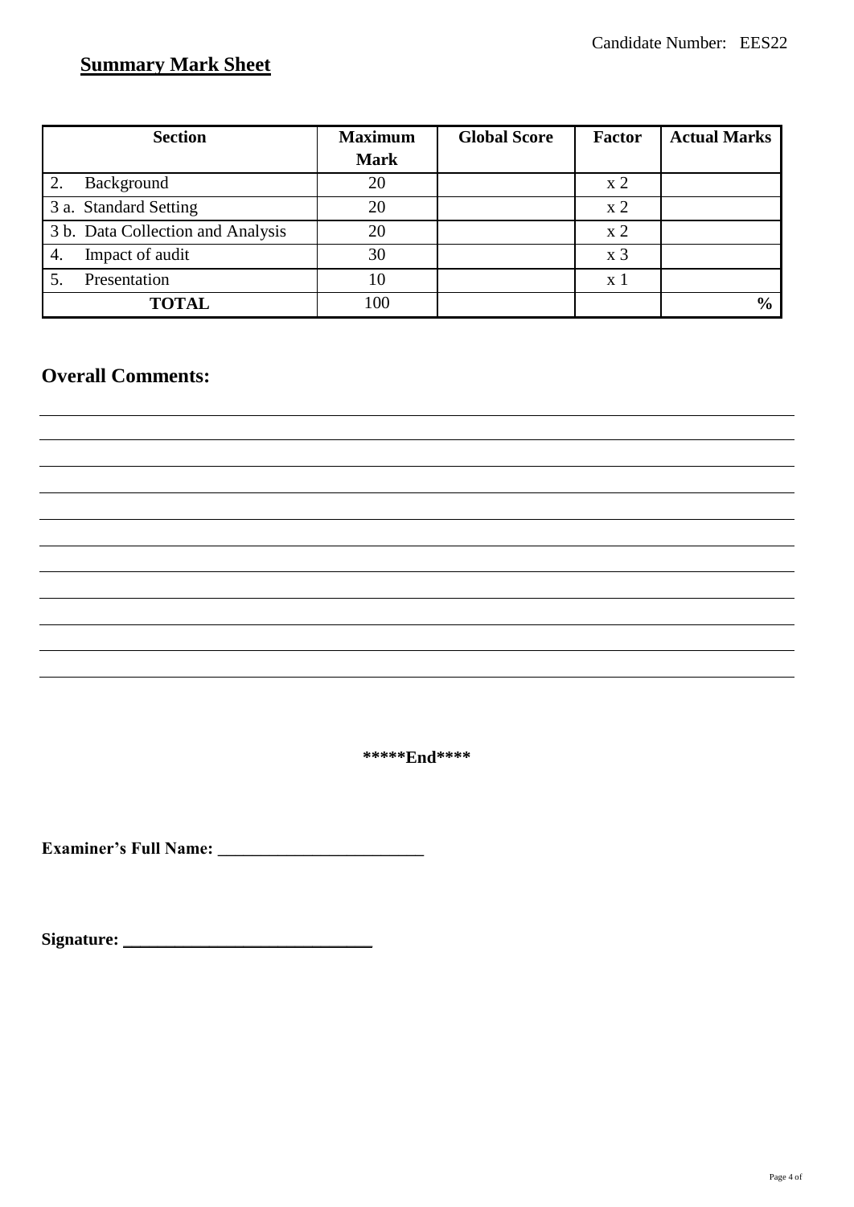Candidate Number: EES22

## Summary Mark Sheet

| Section | Maximum Mark | Global Score | Factor | Actual Marks |
|---|---|---|---|---|
| 2. Background | 20 | | x 2 | |
| 3 a. Standard Setting | 20 | | x 2 | |
| 3 b. Data Collection and Analysis | 20 | | x 2 | |
| 4. Impact of audit | 30 | | x 3 | |
| 5. Presentation | 10 | | x 1 | |
| **TOTAL** | 100 | | | **%** |

## Overall Comments:

**\*\*\*\*\*End\*\*\*\***

**Examiner's Full Name: ________________________**

**Signature: ____________________________**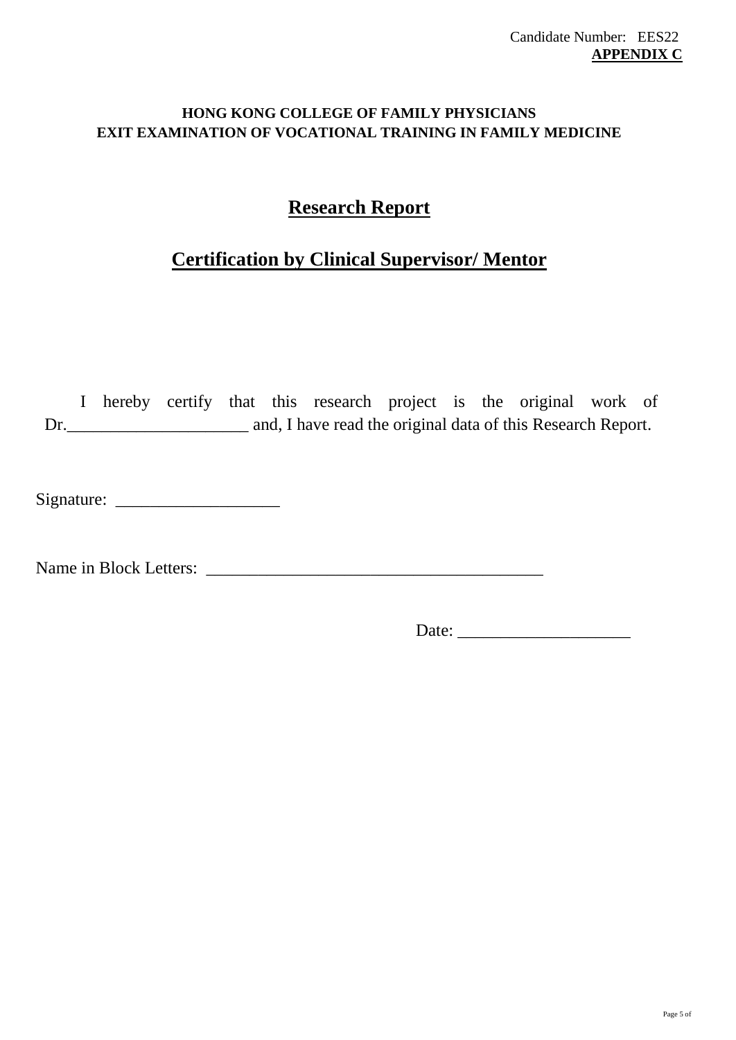Candidate Number: EES22
**APPENDIX C**

**HONG KONG COLLEGE OF FAMILY PHYSICIANS**
**EXIT EXAMINATION OF VOCATIONAL TRAINING IN FAMILY MEDICINE**

# Research Report

## Certification by Clinical Supervisor/ Mentor

I hereby certify that this research project is the original work of Dr.______________________ and, I have read the original data of this Research Report.

Signature: ___________________

Name in Block Letters: ________________________________________

Date: ____________________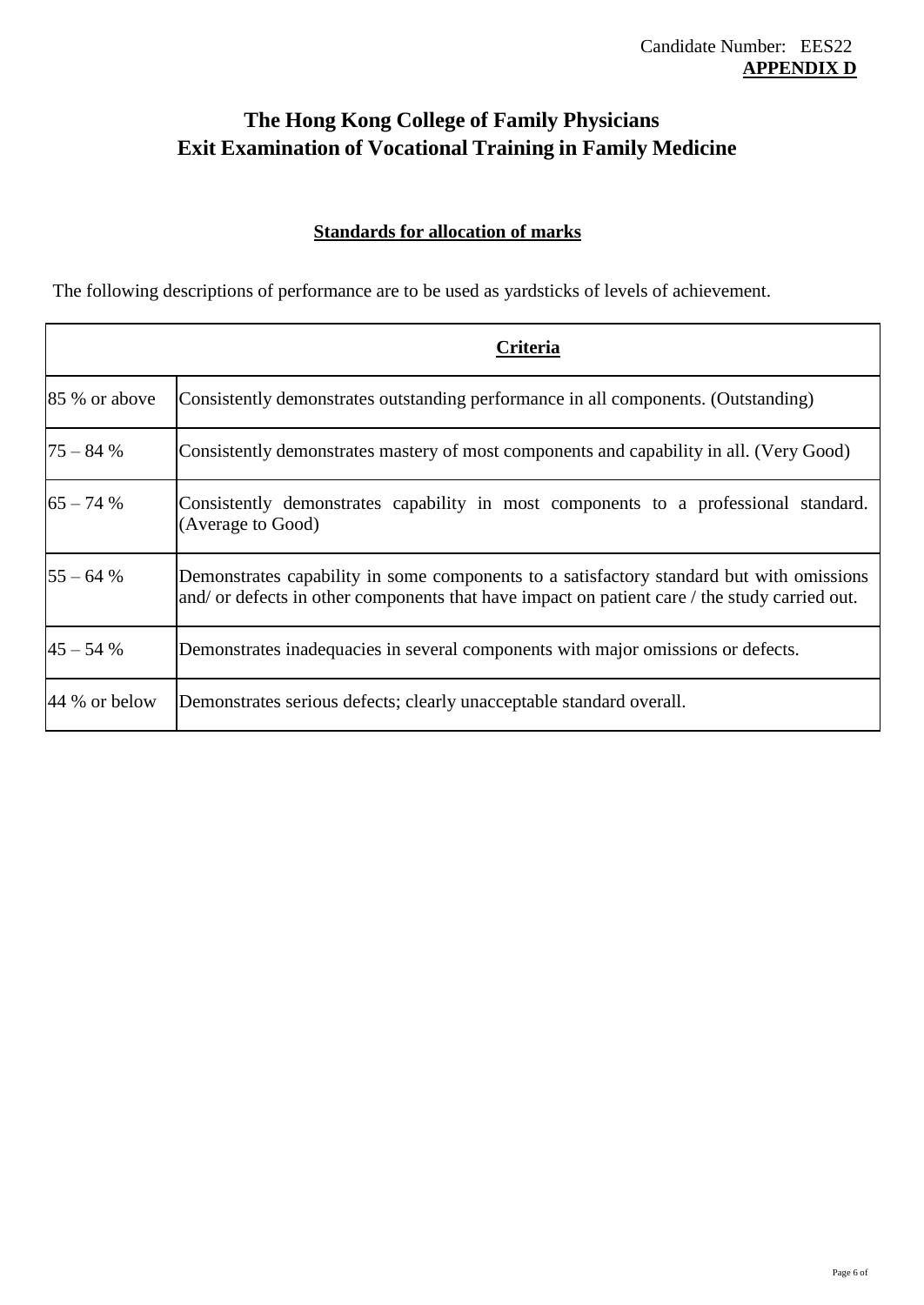Candidate Number: EES22

**APPENDIX D**

# The Hong Kong College of Family Physicians
# Exit Examination of Vocational Training in Family Medicine

## Standards for allocation of marks

The following descriptions of performance are to be used as yardsticks of levels of achievement.

| | Criteria |
|---|---|
| 85 % or above | Consistently demonstrates outstanding performance in all components. (Outstanding) |
| 75 – 84 % | Consistently demonstrates mastery of most components and capability in all. (Very Good) |
| 65 – 74 % | Consistently demonstrates capability in most components to a professional standard. (Average to Good) |
| 55 – 64 % | Demonstrates capability in some components to a satisfactory standard but with omissions and/ or defects in other components that have impact on patient care / the study carried out. |
| 45 – 54 % | Demonstrates inadequacies in several components with major omissions or defects. |
| 44 % or below | Demonstrates serious defects; clearly unacceptable standard overall. |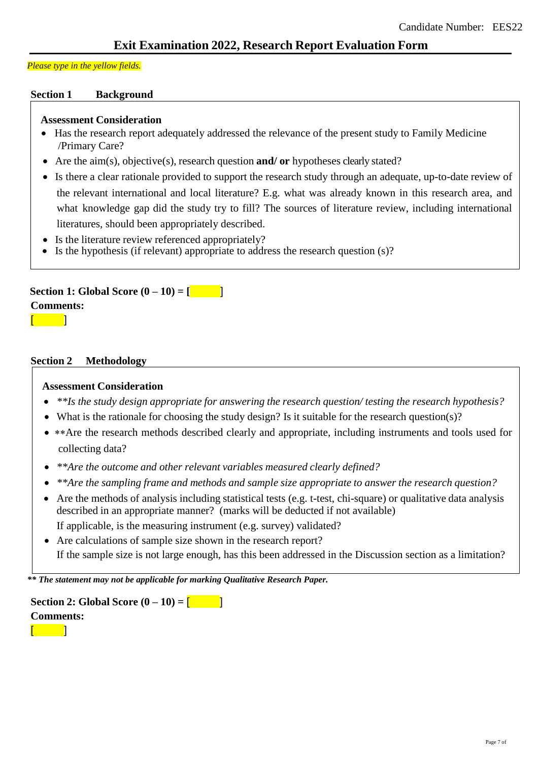Candidate Number: EES22

# Exit Examination 2022, Research Report Evaluation Form

*Please type in the yellow fields.*

## Section 1 Background

**Assessment Consideration**

- Has the research report adequately addressed the relevance of the present study to Family Medicine /Primary Care?
- Are the aim(s), objective(s), research question **and/ or** hypotheses clearly stated?
- Is there a clear rationale provided to support the research study through an adequate, up-to-date review of the relevant international and local literature? E.g. what was already known in this research area, and what knowledge gap did the study try to fill? The sources of literature review, including international literatures, should been appropriately described.
- Is the literature review referenced appropriately?
- Is the hypothesis (if relevant) appropriate to address the research question (s)?

**Section 1: Global Score (0 – 10) = [ ]**

**Comments:**

[ ]

## Section 2 Methodology

**Assessment Consideration**

- *\*\*Is the study design appropriate for answering the research question/ testing the research hypothesis?*
- What is the rationale for choosing the study design? Is it suitable for the research question(s)?
- \*\*Are the research methods described clearly and appropriate, including instruments and tools used for collecting data?
- *\*\*Are the outcome and other relevant variables measured clearly defined?*
- *\*\*Are the sampling frame and methods and sample size appropriate to answer the research question?*
- Are the methods of analysis including statistical tests (e.g. t-test, chi-square) or qualitative data analysis described in an appropriate manner? (marks will be deducted if not available)
  If applicable, is the measuring instrument (e.g. survey) validated?
- Are calculations of sample size shown in the research report?
  If the sample size is not large enough, has this been addressed in the Discussion section as a limitation?

***\*\* The statement may not be applicable for marking Qualitative Research Paper.***

**Section 2: Global Score (0 – 10) = [ ]**

**Comments:**

[ ]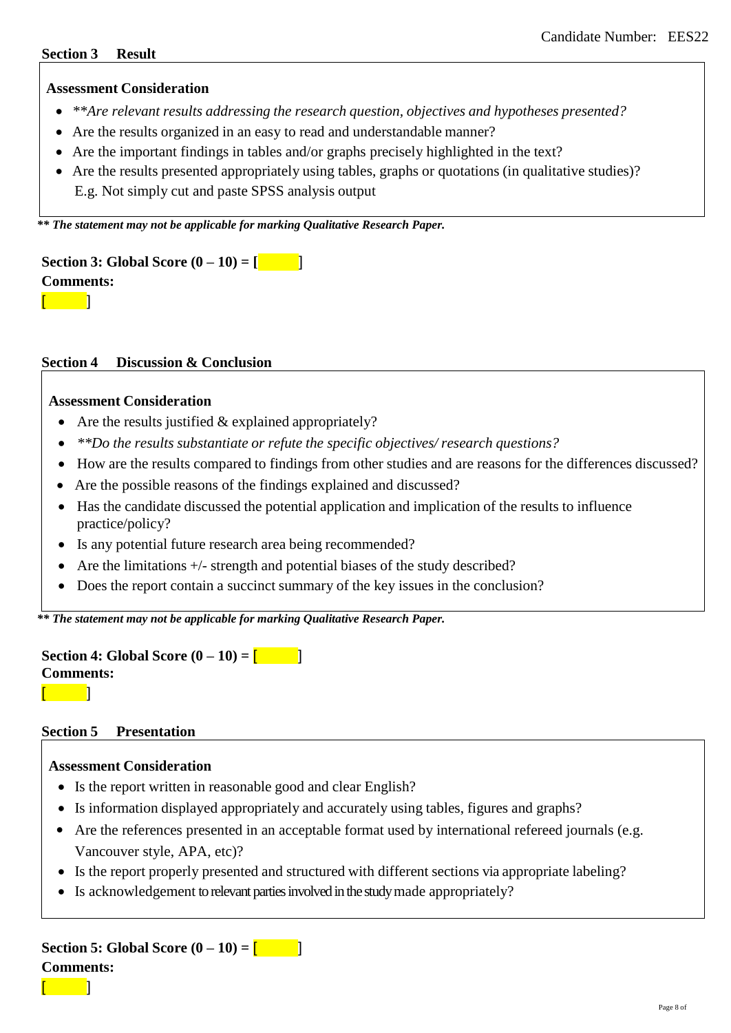Candidate Number: EES22

**Section 3 Result**

**Assessment Consideration**

- *\*\*Are relevant results addressing the research question, objectives and hypotheses presented?*
- Are the results organized in an easy to read and understandable manner?
- Are the important findings in tables and/or graphs precisely highlighted in the text?
- Are the results presented appropriately using tables, graphs or quotations (in qualitative studies)? E.g. Not simply cut and paste SPSS analysis output

***\*\* The statement may not be applicable for marking Qualitative Research Paper.***

**Section 3: Global Score (0 – 10) = [ ]**

**Comments:**

[ ]

**Section 4 Discussion & Conclusion**

**Assessment Consideration**

- Are the results justified & explained appropriately?
- *\*\*Do the results substantiate or refute the specific objectives/ research questions?*
- How are the results compared to findings from other studies and are reasons for the differences discussed?
- Are the possible reasons of the findings explained and discussed?
- Has the candidate discussed the potential application and implication of the results to influence practice/policy?
- Is any potential future research area being recommended?
- Are the limitations +/- strength and potential biases of the study described?
- Does the report contain a succinct summary of the key issues in the conclusion?

***\*\* The statement may not be applicable for marking Qualitative Research Paper.***

**Section 4: Global Score (0 – 10) = [ ]**

**Comments:**

[ ]

**Section 5 Presentation**

**Assessment Consideration**

- Is the report written in reasonable good and clear English?
- Is information displayed appropriately and accurately using tables, figures and graphs?
- Are the references presented in an acceptable format used by international refereed journals (e.g. Vancouver style, APA, etc)?
- Is the report properly presented and structured with different sections via appropriate labeling?
- Is acknowledgement to relevant parties involved in the study made appropriately?

**Section 5: Global Score (0 – 10) = [ ]**

**Comments:**

[ ]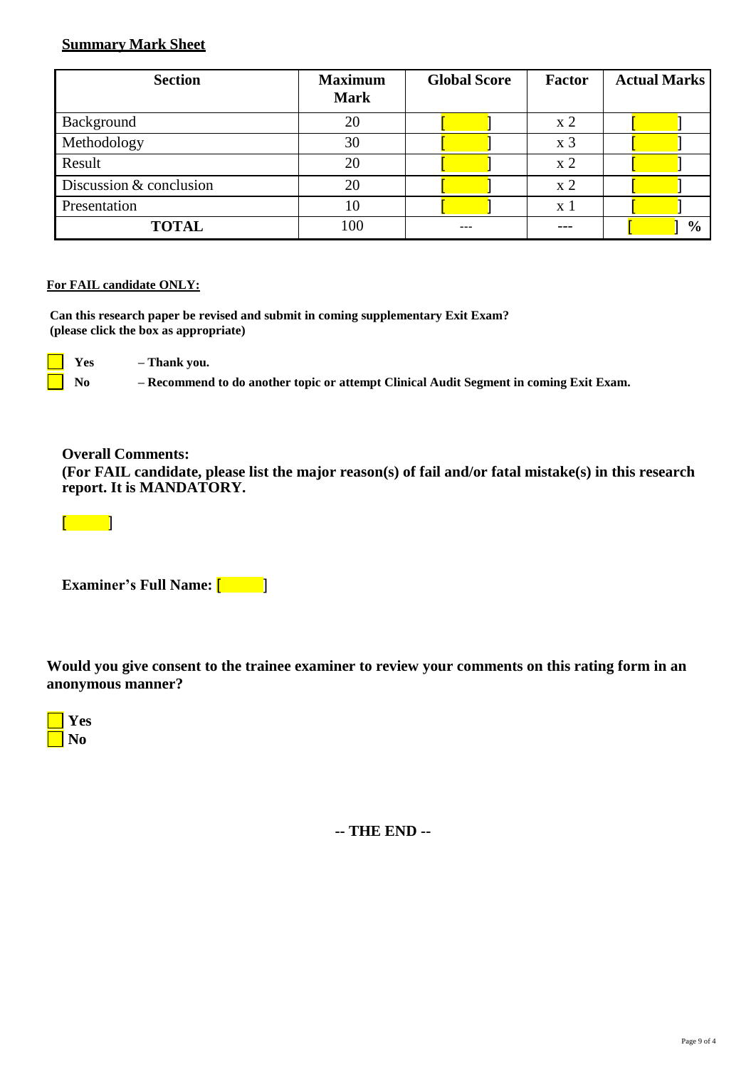**Summary Mark Sheet**

| Section | Maximum Mark | Global Score | Factor | Actual Marks |
|---|---|---|---|---|
| Background | 20 | [ ] | x 2 | [ ] |
| Methodology | 30 | [ ] | x 3 | [ ] |
| Result | 20 | [ ] | x 2 | [ ] |
| Discussion & conclusion | 20 | [ ] | x 2 | [ ] |
| Presentation | 10 | [ ] | x 1 | [ ] |
| **TOTAL** | 100 | --- | --- | [ ] **%** |

**For FAIL candidate ONLY:**

**Can this research paper be revised and submit in coming supplementary Exit Exam? (please click the box as appropriate)**

☐ **Yes** **– Thank you.**

☐ **No** **– Recommend to do another topic or attempt Clinical Audit Segment in coming Exit Exam.**

**Overall Comments:**
**(For FAIL candidate, please list the major reason(s) of fail and/or fatal mistake(s) in this research report. It is MANDATORY.**

[ ]

**Examiner's Full Name:** [ ]

**Would you give consent to the trainee examiner to review your comments on this rating form in an anonymous manner?**

☐ **Yes**
☐ **No**

**-- THE END --**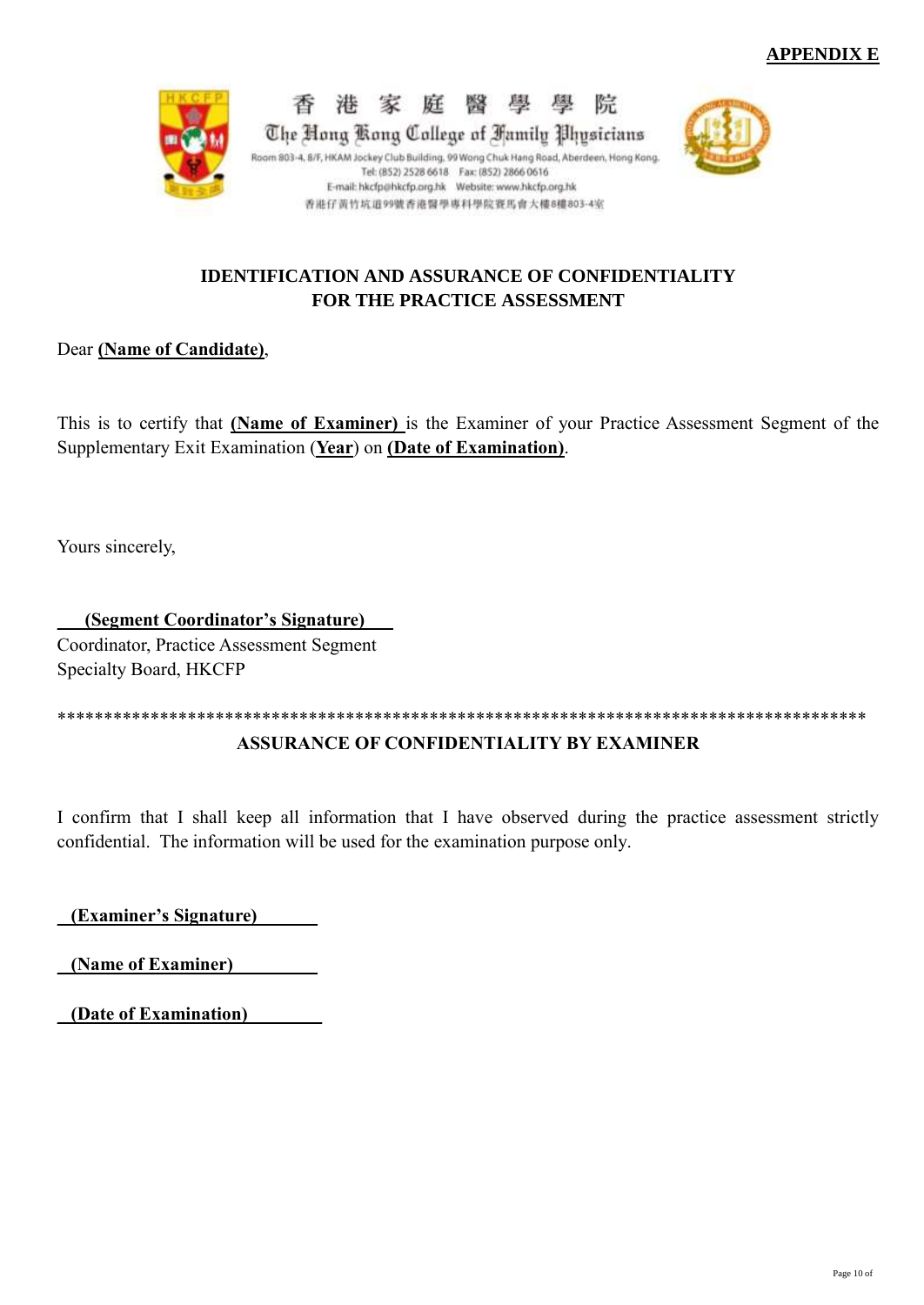**APPENDIX E**

香 港 家 庭 醫 學 學 院

The Hong Kong College of Family Physicians

Room 803-4, 8/F, HKAM Jockey Club Building, 99 Wong Chuk Hang Road, Aberdeen, Hong Kong.
Tel: (852) 2528 6618 Fax: (852) 2866 0616
E-mail: hkcfp@hkcfp.org.hk Website: www.hkcfp.org.hk
香港仔黃竹坑道99號香港醫學專科學院賽馬會大樓8樓803-4室

**IDENTIFICATION AND ASSURANCE OF CONFIDENTIALITY FOR THE PRACTICE ASSESSMENT**

Dear **(Name of Candidate)**,

This is to certify that **(Name of Examiner)** is the Examiner of your Practice Assessment Segment of the Supplementary Exit Examination (**Year**) on **(Date of Examination)**.

Yours sincerely,

**(Segment Coordinator's Signature)**
Coordinator, Practice Assessment Segment
Specialty Board, HKCFP

******************************************************************************************

**ASSURANCE OF CONFIDENTIALITY BY EXAMINER**

I confirm that I shall keep all information that I have observed during the practice assessment strictly confidential. The information will be used for the examination purpose only.

**(Examiner's Signature)**

**(Name of Examiner)**

**(Date of Examination)**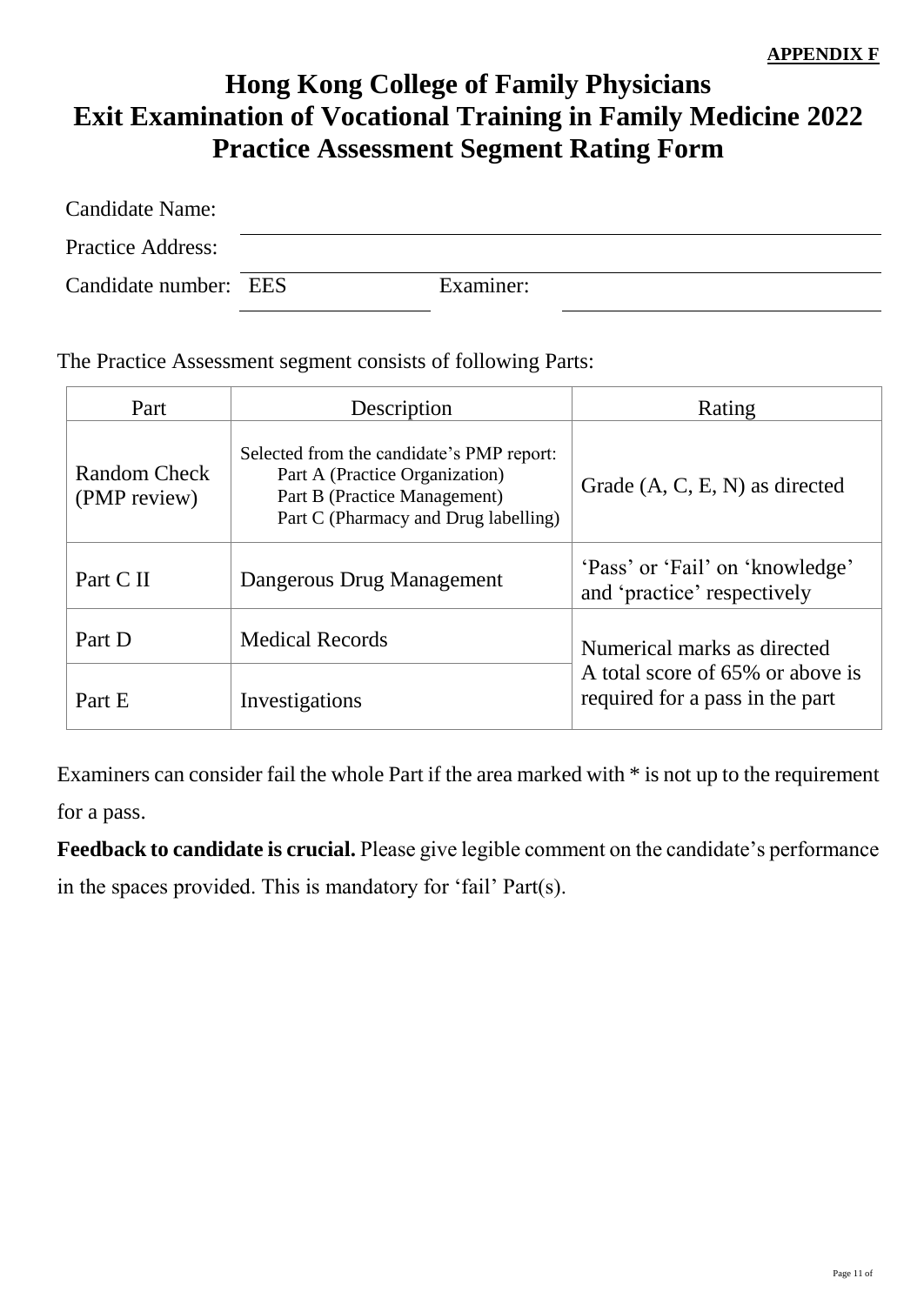**APPENDIX F**

# Hong Kong College of Family Physicians
# Exit Examination of Vocational Training in Family Medicine 2022
# Practice Assessment Segment Rating Form

Candidate Name: ______________________________

Practice Address: ______________________________

Candidate number: EES __________ Examiner: ______________________________

The Practice Assessment segment consists of following Parts:

| Part | Description | Rating |
|---|---|---|
| Random Check (PMP review) | Selected from the candidate's PMP report: Part A (Practice Organization) Part B (Practice Management) Part C (Pharmacy and Drug labelling) | Grade (A, C, E, N) as directed |
| Part C II | Dangerous Drug Management | 'Pass' or 'Fail' on 'knowledge' and 'practice' respectively |
| Part D | Medical Records | Numerical marks as directed A total score of 65% or above is required for a pass in the part |
| Part E | Investigations | |

Examiners can consider fail the whole Part if the area marked with * is not up to the requirement for a pass.

**Feedback to candidate is crucial.** Please give legible comment on the candidate's performance in the spaces provided. This is mandatory for 'fail' Part(s).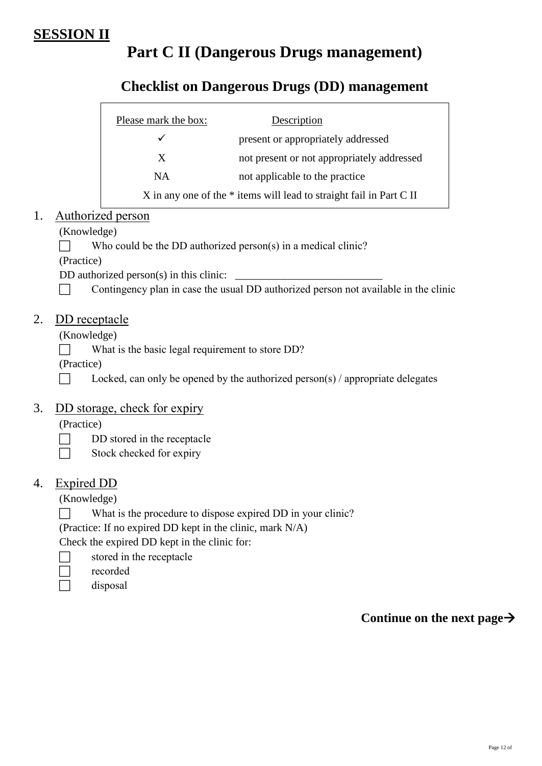**SESSION II**

# Part C II (Dangerous Drugs management)

## Checklist on Dangerous Drugs (DD) management

| Please mark the box: | Description |
|---|---|
| ✓ | present or appropriately addressed |
| X | not present or not appropriately addressed |
| NA | not applicable to the practice |

X in any one of the * items will lead to straight fail in Part C II

1. Authorized person

   (Knowledge)

   ☐ Who could be the DD authorized person(s) in a medical clinic?

   (Practice)

   DD authorized person(s) in this clinic: ___________________________

   ☐ Contingency plan in case the usual DD authorized person not available in the clinic

2. DD receptacle

   (Knowledge)

   ☐ What is the basic legal requirement to store DD?

   (Practice)

   ☐ Locked, can only be opened by the authorized person(s) / appropriate delegates

3. DD storage, check for expiry

   (Practice)

   ☐ DD stored in the receptacle

   ☐ Stock checked for expiry

4. Expired DD

   (Knowledge)

   ☐ What is the procedure to dispose expired DD in your clinic?

   (Practice: If no expired DD kept in the clinic, mark N/A)

   Check the expired DD kept in the clinic for:

   ☐ stored in the receptacle

   ☐ recorded

   ☐ disposal

**Continue on the next page→**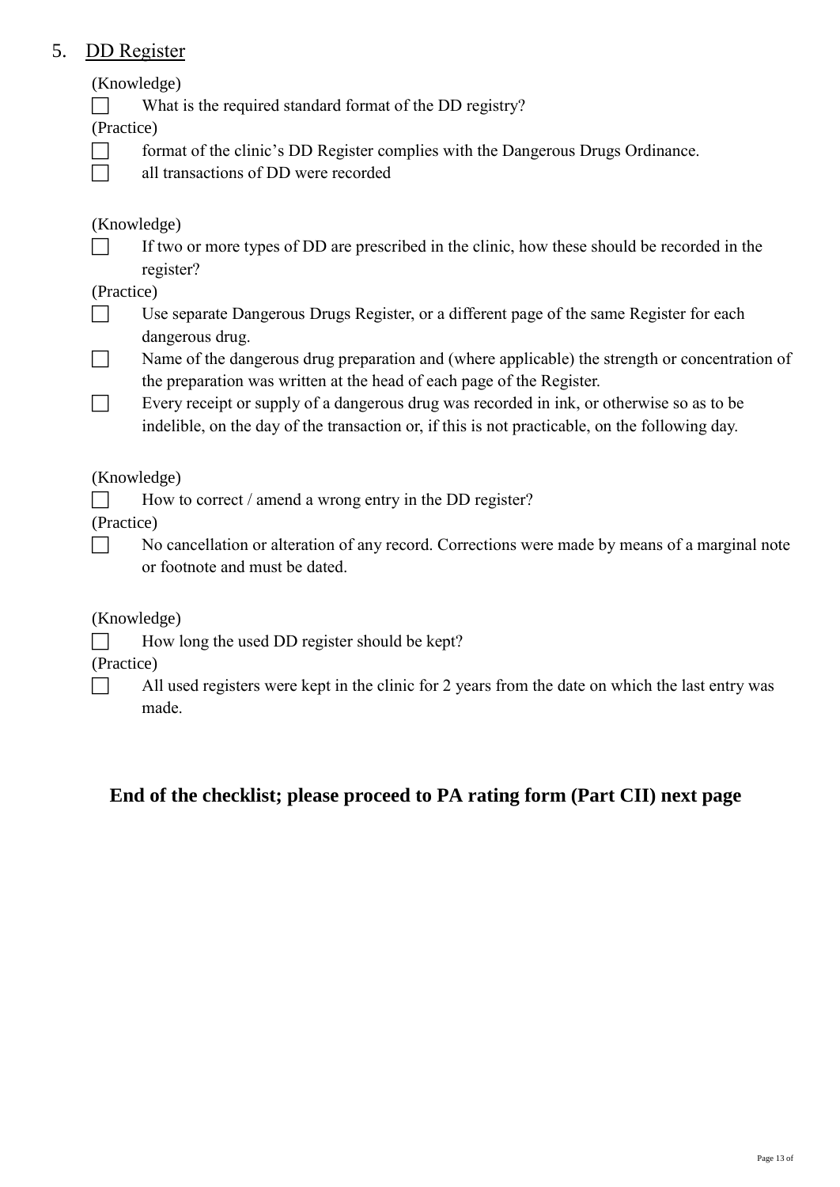## 5. DD Register

(Knowledge)

- [ ] What is the required standard format of the DD registry?

(Practice)

- [ ] format of the clinic's DD Register complies with the Dangerous Drugs Ordinance.
- [ ] all transactions of DD were recorded

(Knowledge)

- [ ] If two or more types of DD are prescribed in the clinic, how these should be recorded in the register?

(Practice)

- [ ] Use separate Dangerous Drugs Register, or a different page of the same Register for each dangerous drug.
- [ ] Name of the dangerous drug preparation and (where applicable) the strength or concentration of the preparation was written at the head of each page of the Register.
- [ ] Every receipt or supply of a dangerous drug was recorded in ink, or otherwise so as to be indelible, on the day of the transaction or, if this is not practicable, on the following day.

(Knowledge)

- [ ] How to correct / amend a wrong entry in the DD register?

(Practice)

- [ ] No cancellation or alteration of any record. Corrections were made by means of a marginal note or footnote and must be dated.

(Knowledge)

- [ ] How long the used DD register should be kept?

(Practice)

- [ ] All used registers were kept in the clinic for 2 years from the date on which the last entry was made.

**End of the checklist; please proceed to PA rating form (Part CII) next page**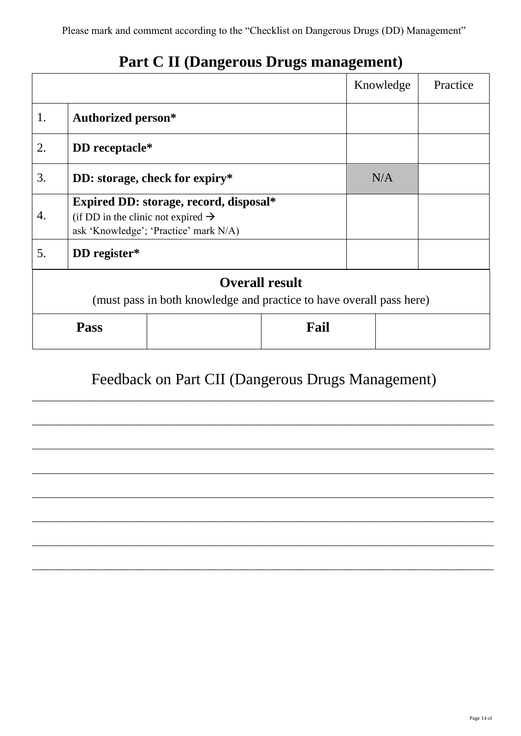Please mark and comment according to the "Checklist on Dangerous Drugs (DD) Management"

## Part C II (Dangerous Drugs management)

| | | Knowledge | Practice |
|---|---|---|---|
| 1. | **Authorized person*** | | |
| 2. | **DD receptacle*** | | |
| 3. | **DD: storage, check for expiry*** | N/A | |
| 4. | **Expired DD: storage, record, disposal*** (if DD in the clinic not expired → ask 'Knowledge'; 'Practice' mark N/A) | | |
| 5. | **DD register*** | | |

| **Overall result** (must pass in both knowledge and practice to have overall pass here) | | | |
|---|---|---|---|
| **Pass** | | **Fail** | |

## Feedback on Part CII (Dangerous Drugs Management)

________________________________________________________________________

________________________________________________________________________

________________________________________________________________________

________________________________________________________________________

________________________________________________________________________

________________________________________________________________________

________________________________________________________________________

________________________________________________________________________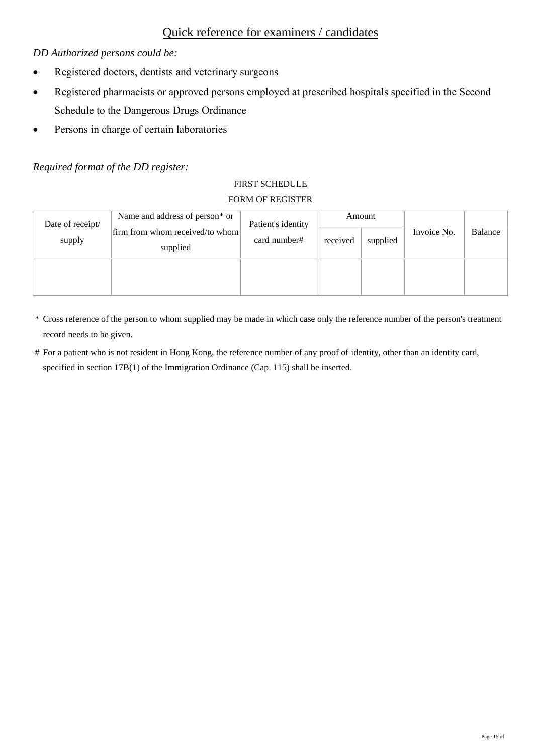## Quick reference for examiners / candidates

*DD Authorized persons could be:*

- Registered doctors, dentists and veterinary surgeons
- Registered pharmacists or approved persons employed at prescribed hospitals specified in the Second Schedule to the Dangerous Drugs Ordinance
- Persons in charge of certain laboratories

*Required format of the DD register:*

FIRST SCHEDULE

FORM OF REGISTER

| Date of receipt/ supply | Name and address of person* or firm from whom received/to whom supplied | Patient's identity card number# | Amount | | Invoice No. | Balance |
|---|---|---|---|---|---|---|
| | | | received | supplied | | |
| | | | | | | |

\* Cross reference of the person to whom supplied may be made in which case only the reference number of the person's treatment record needs to be given.

\# For a patient who is not resident in Hong Kong, the reference number of any proof of identity, other than an identity card, specified in section 17B(1) of the Immigration Ordinance (Cap. 115) shall be inserted.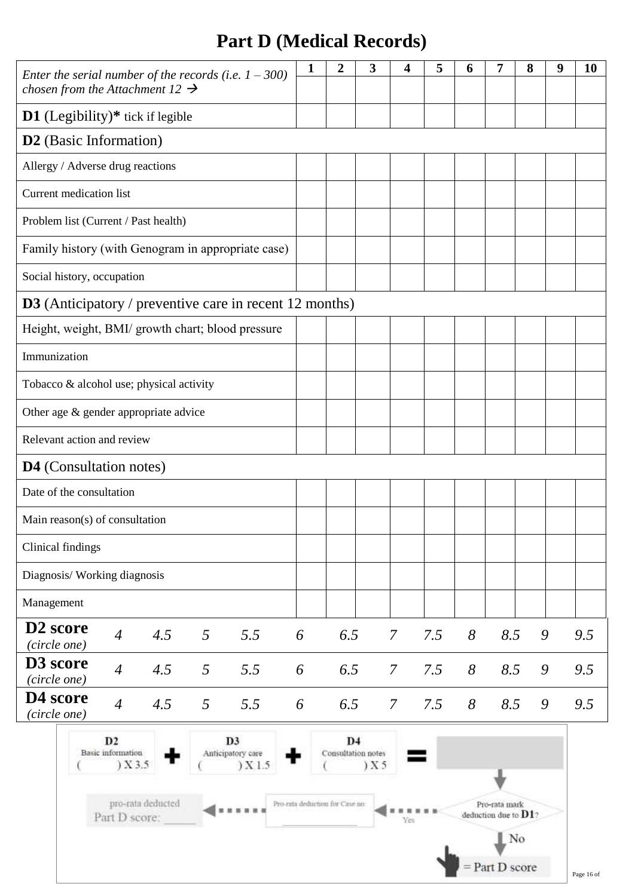# Part D (Medical Records)

| *Enter the serial number of the records (i.e. 1 – 300) chosen from the Attachment 12 →* | **1** | **2** | **3** | **4** | **5** | **6** | **7** | **8** | **9** | **10** |
|---|---|---|---|---|---|---|---|---|---|---|
| **D1** (Legibility)* tick if legible | | | | | | | | | | |
| **D2** (Basic Information) | | | | | | | | | | |
| Allergy / Adverse drug reactions | | | | | | | | | | |
| Current medication list | | | | | | | | | | |
| Problem list (Current / Past health) | | | | | | | | | | |
| Family history (with Genogram in appropriate case) | | | | | | | | | | |
| Social history, occupation | | | | | | | | | | |
| **D3** (Anticipatory / preventive care in recent 12 months) | | | | | | | | | | |
| Height, weight, BMI/ growth chart; blood pressure | | | | | | | | | | |
| Immunization | | | | | | | | | | |
| Tobacco & alcohol use; physical activity | | | | | | | | | | |
| Other age & gender appropriate advice | | | | | | | | | | |
| Relevant action and review | | | | | | | | | | |
| **D4** (Consultation notes) | | | | | | | | | | |
| Date of the consultation | | | | | | | | | | |
| Main reason(s) of consultation | | | | | | | | | | |
| Clinical findings | | | | | | | | | | |
| Diagnosis/ Working diagnosis | | | | | | | | | | |
| Management | | | | | | | | | | |

| | | | | | | | | | | | | |
|---|---|---|---|---|---|---|---|---|---|---|---|---|
| **D2 score** *(circle one)* | *4* | *4.5* | *5* | *5.5* | *6* | *6.5* | *7* | *7.5* | *8* | *8.5* | *9* | *9.5* |
| **D3 score** *(circle one)* | *4* | *4.5* | *5* | *5.5* | *6* | *6.5* | *7* | *7.5* | *8* | *8.5* | *9* | *9.5* |
| **D4 score** *(circle one)* | *4* | *4.5* | *5* | *5.5* | *6* | *6.5* | *7* | *7.5* | *8* | *8.5* | *9* | *9.5* |

D2 Basic information ( ) X 3.5 + D3 Anticipatory care ( ) X 1.5 + D4 Consultation notes ( ) X 5 = ______

Pro-rata mark deduction due to D1?

- No → = Part D score
- Yes → Pro-rata deduction for Case no: ______ → pro-rata deducted Part D score: ______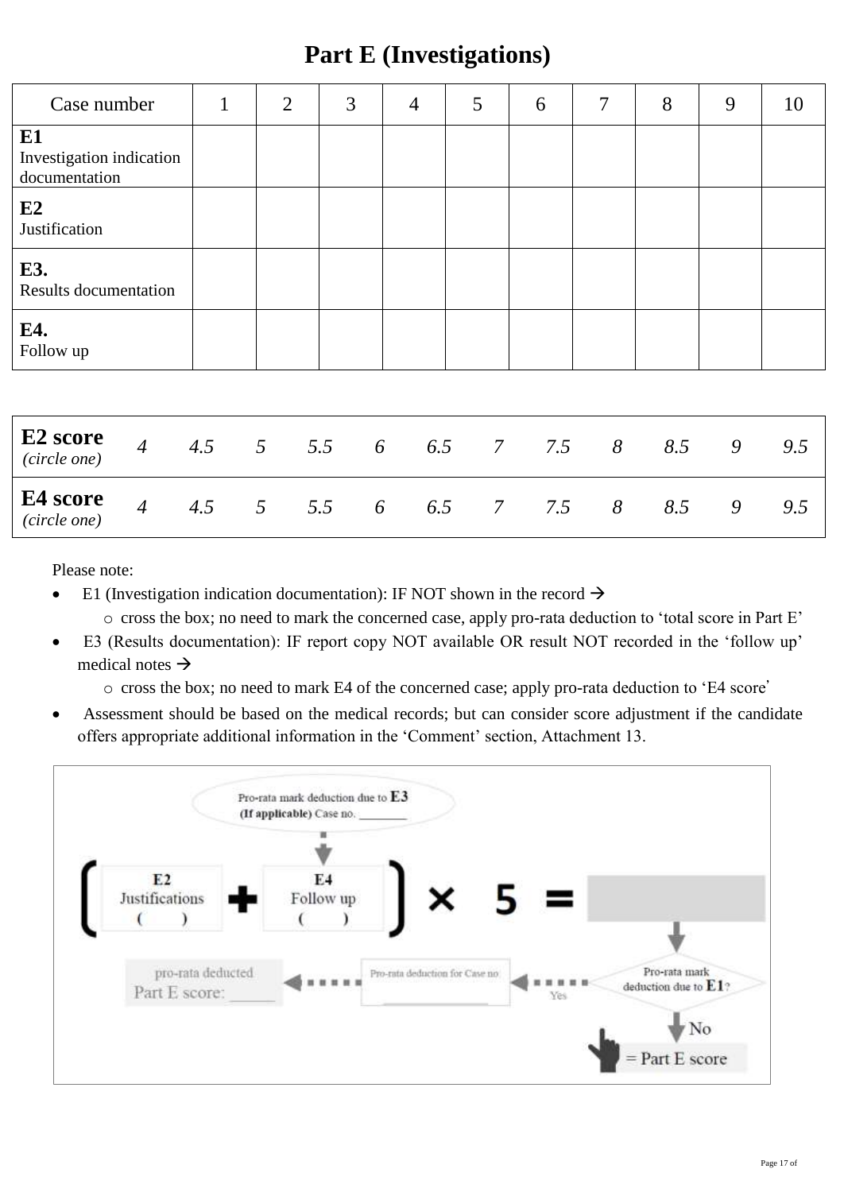# Part E (Investigations)

| Case number | 1 | 2 | 3 | 4 | 5 | 6 | 7 | 8 | 9 | 10 |
|---|---|---|---|---|---|---|---|---|---|---|
| **E1** Investigation indication documentation | | | | | | | | | | |
| **E2** Justification | | | | | | | | | | |
| **E3.** Results documentation | | | | | | | | | | |
| **E4.** Follow up | | | | | | | | | | |

| | | | | | | | | | | | | |
|---|---|---|---|---|---|---|---|---|---|---|---|---|
| **E2 score** *(circle one)* | *4* | *4.5* | *5* | *5.5* | *6* | *6.5* | *7* | *7.5* | *8* | *8.5* | *9* | *9.5* |
| **E4 score** *(circle one)* | *4* | *4.5* | *5* | *5.5* | *6* | *6.5* | *7* | *7.5* | *8* | *8.5* | *9* | *9.5* |

Please note:

- E1 (Investigation indication documentation): IF NOT shown in the record →
  - cross the box; no need to mark the concerned case, apply pro-rata deduction to 'total score in Part E'
- E3 (Results documentation): IF report copy NOT available OR result NOT recorded in the 'follow up' medical notes →
  - cross the box; no need to mark E4 of the concerned case; apply pro-rata deduction to 'E4 score'
- Assessment should be based on the medical records; but can consider score adjustment if the candidate offers appropriate additional information in the 'Comment' section, Attachment 13.

Pro-rata mark deduction due to **E3** **(If applicable)** Case no. _______

( **E2** Justifications ( ) + **E4** Follow up ( ) ) × 5 = [ ]

Pro-rata mark deduction due to **E1**?

- Yes → Pro-rata deduction for Case no: _______ → pro-rata deducted Part E score: _____
- No → = Part E score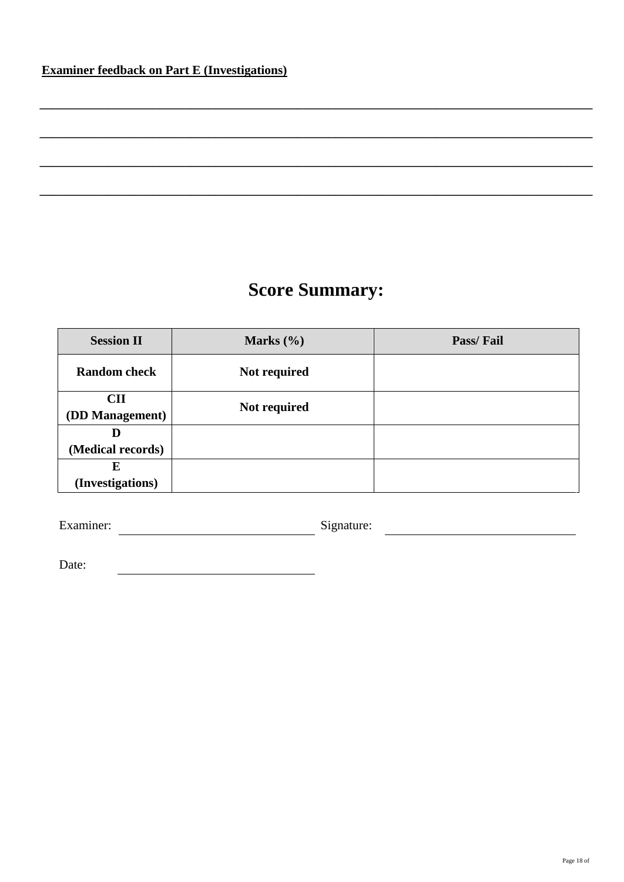**Examiner feedback on Part E (Investigations)**

\_\_\_\_\_\_\_\_\_\_\_\_\_\_\_\_\_\_\_\_\_\_\_\_\_\_\_\_\_\_\_\_\_\_\_\_\_\_\_\_\_\_\_\_\_\_\_\_\_\_\_\_\_\_\_\_\_\_\_\_\_\_\_\_\_\_\_\_\_\_\_\_\_\_\_\_\_\_

\_\_\_\_\_\_\_\_\_\_\_\_\_\_\_\_\_\_\_\_\_\_\_\_\_\_\_\_\_\_\_\_\_\_\_\_\_\_\_\_\_\_\_\_\_\_\_\_\_\_\_\_\_\_\_\_\_\_\_\_\_\_\_\_\_\_\_\_\_\_\_\_\_\_\_\_\_\_

\_\_\_\_\_\_\_\_\_\_\_\_\_\_\_\_\_\_\_\_\_\_\_\_\_\_\_\_\_\_\_\_\_\_\_\_\_\_\_\_\_\_\_\_\_\_\_\_\_\_\_\_\_\_\_\_\_\_\_\_\_\_\_\_\_\_\_\_\_\_\_\_\_\_\_\_\_\_

\_\_\_\_\_\_\_\_\_\_\_\_\_\_\_\_\_\_\_\_\_\_\_\_\_\_\_\_\_\_\_\_\_\_\_\_\_\_\_\_\_\_\_\_\_\_\_\_\_\_\_\_\_\_\_\_\_\_\_\_\_\_\_\_\_\_\_\_\_\_\_\_\_\_\_\_\_\_

# Score Summary:

| Session II | Marks (%) | Pass/ Fail |
|---|---|---|
| **Random check** | **Not required** | |
| **CII (DD Management)** | **Not required** | |
| **D (Medical records)** | | |
| **E (Investigations)** | | |

Examiner: \_\_\_\_\_\_\_\_\_\_\_\_\_\_\_\_\_\_\_\_\_\_\_\_\_\_ Signature: \_\_\_\_\_\_\_\_\_\_\_\_\_\_\_\_\_\_\_\_\_\_\_\_\_\_

Date: \_\_\_\_\_\_\_\_\_\_\_\_\_\_\_\_\_\_\_\_\_\_\_\_\_\_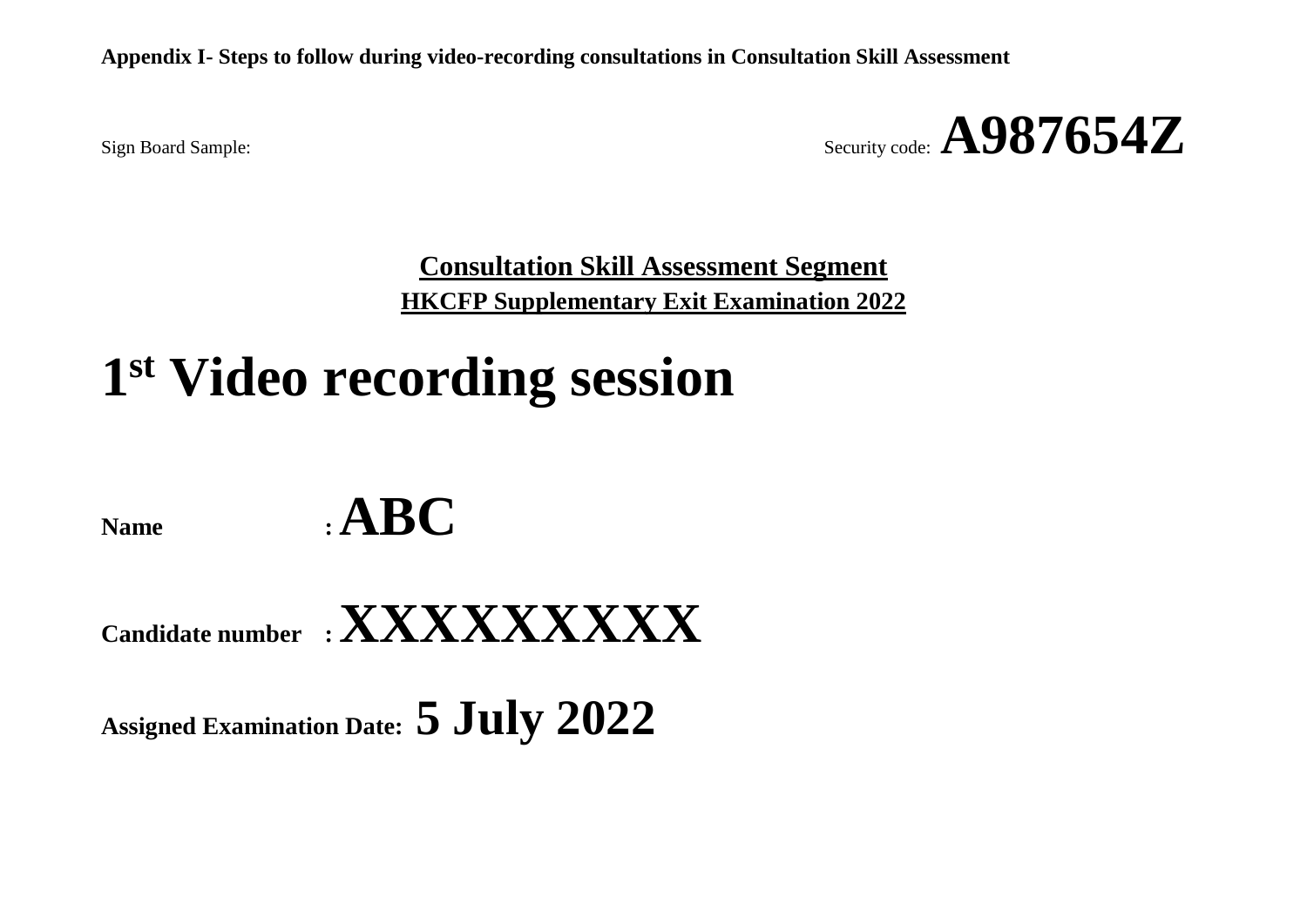**Appendix I- Steps to follow during video-recording consultations in Consultation Skill Assessment**

Sign Board Sample: Security code: **A987654Z**

**Consultation Skill Assessment Segment**

**HKCFP Supplementary Exit Examination 2022**

# 1st Video recording session

**Name** : **ABC**

**Candidate number** : **XXXXXXXXX**

**Assigned Examination Date:** **5 July 2022**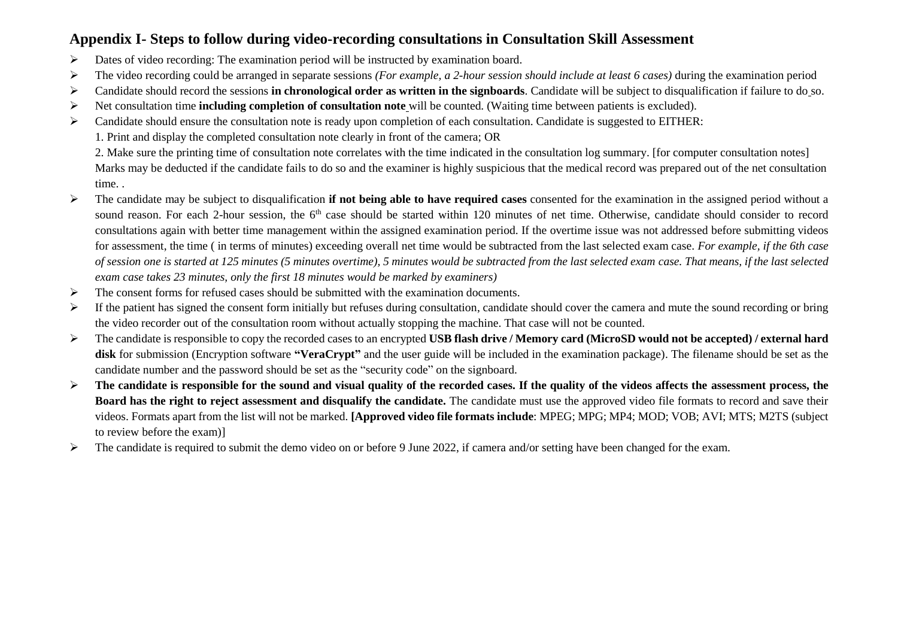## Appendix I- Steps to follow during video-recording consultations in Consultation Skill Assessment

- Dates of video recording: The examination period will be instructed by examination board.
- The video recording could be arranged in separate sessions *(For example, a 2-hour session should include at least 6 cases)* during the examination period
- Candidate should record the sessions **in chronological order as written in the signboards**. Candidate will be subject to disqualification if failure to do so.
- Net consultation time **including completion of consultation note** will be counted. (Waiting time between patients is excluded).
- Candidate should ensure the consultation note is ready upon completion of each consultation. Candidate is suggested to EITHER:
  1. Print and display the completed consultation note clearly in front of the camera; OR
  2. Make sure the printing time of consultation note correlates with the time indicated in the consultation log summary. [for computer consultation notes]

  Marks may be deducted if the candidate fails to do so and the examiner is highly suspicious that the medical record was prepared out of the net consultation time. .
- The candidate may be subject to disqualification **if not being able to have required cases** consented for the examination in the assigned period without a sound reason. For each 2-hour session, the 6th case should be started within 120 minutes of net time. Otherwise, candidate should consider to record consultations again with better time management within the assigned examination period. If the overtime issue was not addressed before submitting videos for assessment, the time ( in terms of minutes) exceeding overall net time would be subtracted from the last selected exam case. *For example, if the 6th case of session one is started at 125 minutes (5 minutes overtime), 5 minutes would be subtracted from the last selected exam case. That means, if the last selected exam case takes 23 minutes, only the first 18 minutes would be marked by examiners)*
- The consent forms for refused cases should be submitted with the examination documents.
- If the patient has signed the consent form initially but refuses during consultation, candidate should cover the camera and mute the sound recording or bring the video recorder out of the consultation room without actually stopping the machine. That case will not be counted.
- The candidate is responsible to copy the recorded cases to an encrypted **USB flash drive / Memory card (MicroSD would not be accepted) / external hard disk** for submission (Encryption software **"VeraCrypt"** and the user guide will be included in the examination package). The filename should be set as the candidate number and the password should be set as the "security code" on the signboard.
- **The candidate is responsible for the sound and visual quality of the recorded cases. If the quality of the videos affects the assessment process, the Board has the right to reject assessment and disqualify the candidate.** The candidate must use the approved video file formats to record and save their videos. Formats apart from the list will not be marked. **[Approved video file formats include**: MPEG; MPG; MP4; MOD; VOB; AVI; MTS; M2TS (subject to review before the exam)]
- The candidate is required to submit the demo video on or before 9 June 2022, if camera and/or setting have been changed for the exam.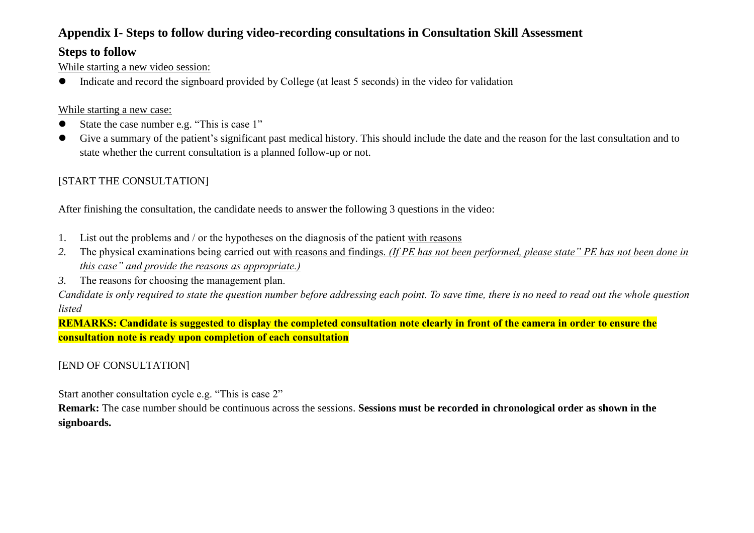# Appendix I- Steps to follow during video-recording consultations in Consultation Skill Assessment

## Steps to follow

While starting a new video session:

- Indicate and record the signboard provided by College (at least 5 seconds) in the video for validation

While starting a new case:

- State the case number e.g. "This is case 1"
- Give a summary of the patient's significant past medical history. This should include the date and the reason for the last consultation and to state whether the current consultation is a planned follow-up or not.

[START THE CONSULTATION]

After finishing the consultation, the candidate needs to answer the following 3 questions in the video:

1. List out the problems and / or the hypotheses on the diagnosis of the patient with reasons
2. The physical examinations being carried out with reasons and findings. *(If PE has not been performed, please state" PE has not been done in this case" and provide the reasons as appropriate.)*
3. The reasons for choosing the management plan.

*Candidate is only required to state the question number before addressing each point. To save time, there is no need to read out the whole question listed*

**REMARKS: Candidate is suggested to display the completed consultation note clearly in front of the camera in order to ensure the consultation note is ready upon completion of each consultation**

[END OF CONSULTATION]

Start another consultation cycle e.g. "This is case 2"

**Remark:** The case number should be continuous across the sessions. **Sessions must be recorded in chronological order as shown in the signboards.**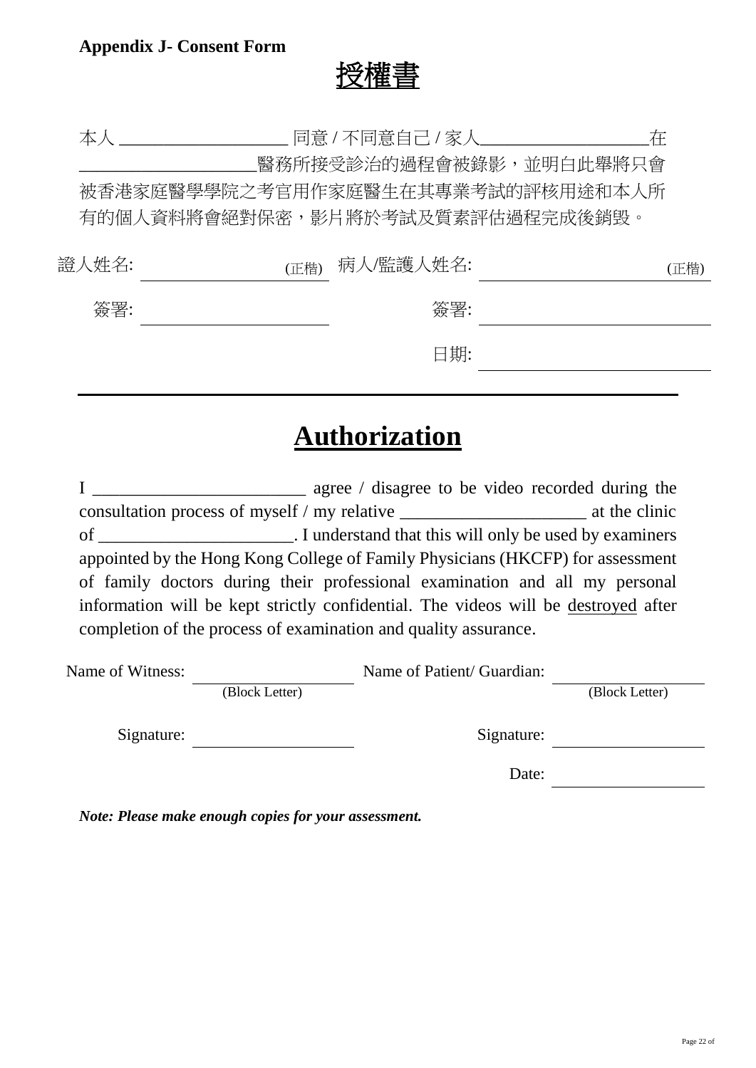**Appendix J- Consent Form**

# 授權書

本人 __________________ 同意 / 不同意自己 / 家人__________________在 __________________醫務所接受診治的過程會被錄影，並明白此舉將只會被香港家庭醫學學院之考官用作家庭醫生在其專業考試的評核用途和本人所有的個人資料將會絕對保密，影片將於考試及質素評估過程完成後銷毀。

證人姓名: ____________________ (正楷)　病人/監護人姓名: ____________________ (正楷)

簽署: ____________________　簽署: ____________________

日期: ____________________

---

# Authorization

I ________________________ agree / disagree to be video recorded during the consultation process of myself / my relative ____________________ at the clinic of ______________________. I understand that this will only be used by examiners appointed by the Hong Kong College of Family Physicians (HKCFP) for assessment of family doctors during their professional examination and all my personal information will be kept strictly confidential. The videos will be <u>destroyed</u> after completion of the process of examination and quality assurance.

Name of Witness: ____________________ (Block Letter)　Name of Patient/ Guardian: ____________________ (Block Letter)

Signature: ____________________　Signature: ____________________

Date: ____________________

***Note: Please make enough copies for your assessment.***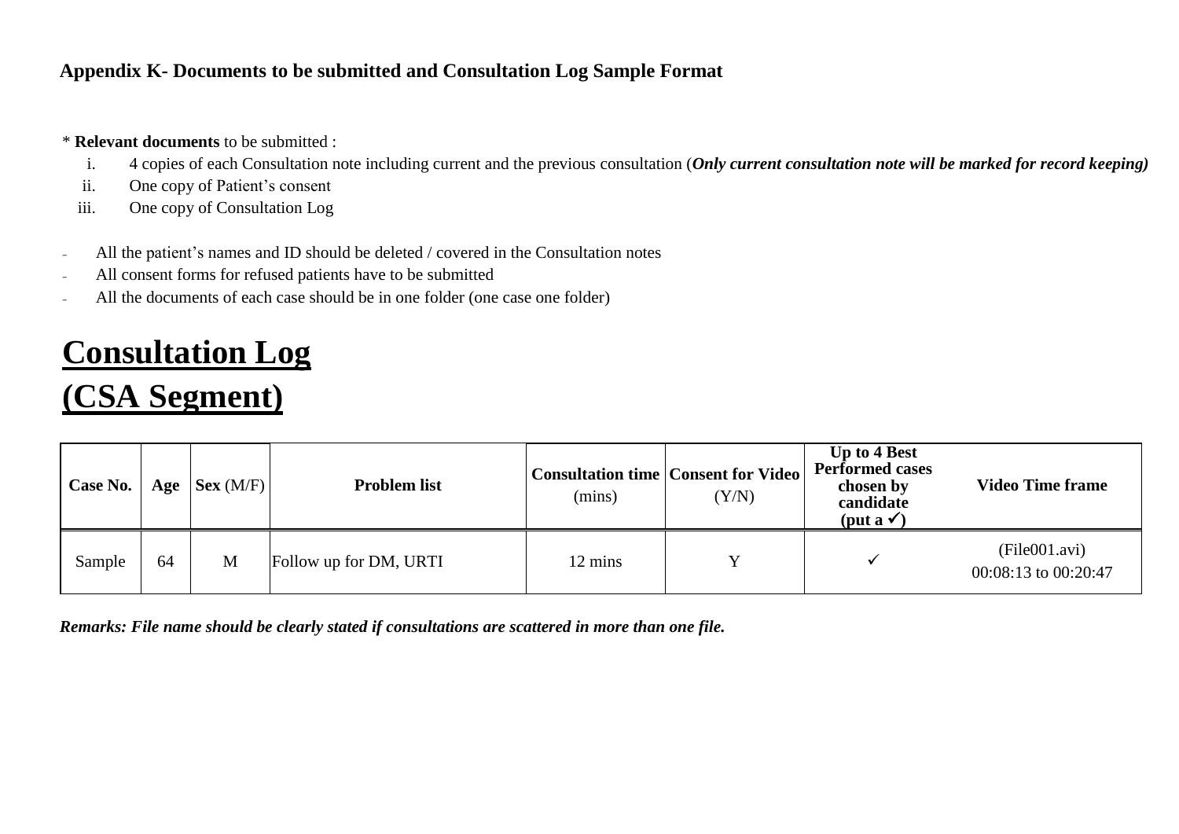**Appendix K- Documents to be submitted and Consultation Log Sample Format**

\* **Relevant documents** to be submitted :

i. 4 copies of each Consultation note including current and the previous consultation (***Only current consultation note will be marked for record keeping)***

ii. One copy of Patient's consent

iii. One copy of Consultation Log

- All the patient's names and ID should be deleted / covered in the Consultation notes
- All consent forms for refused patients have to be submitted
- All the documents of each case should be in one folder (one case one folder)

# Consultation Log (CSA Segment)

| **Case No.** | **Age** | **Sex** (M/F) | **Problem list** | **Consultation time** (mins) | **Consent for Video** (Y/N) | **Up to 4 Best Performed cases chosen by candidate (put a ✓)** | **Video Time frame** |
|---|---|---|---|---|---|---|---|
| Sample | 64 | M | Follow up for DM, URTI | 12 mins | Y | ✓ | (File001.avi) 00:08:13 to 00:20:47 |

***Remarks: File name should be clearly stated if consultations are scattered in more than one file.***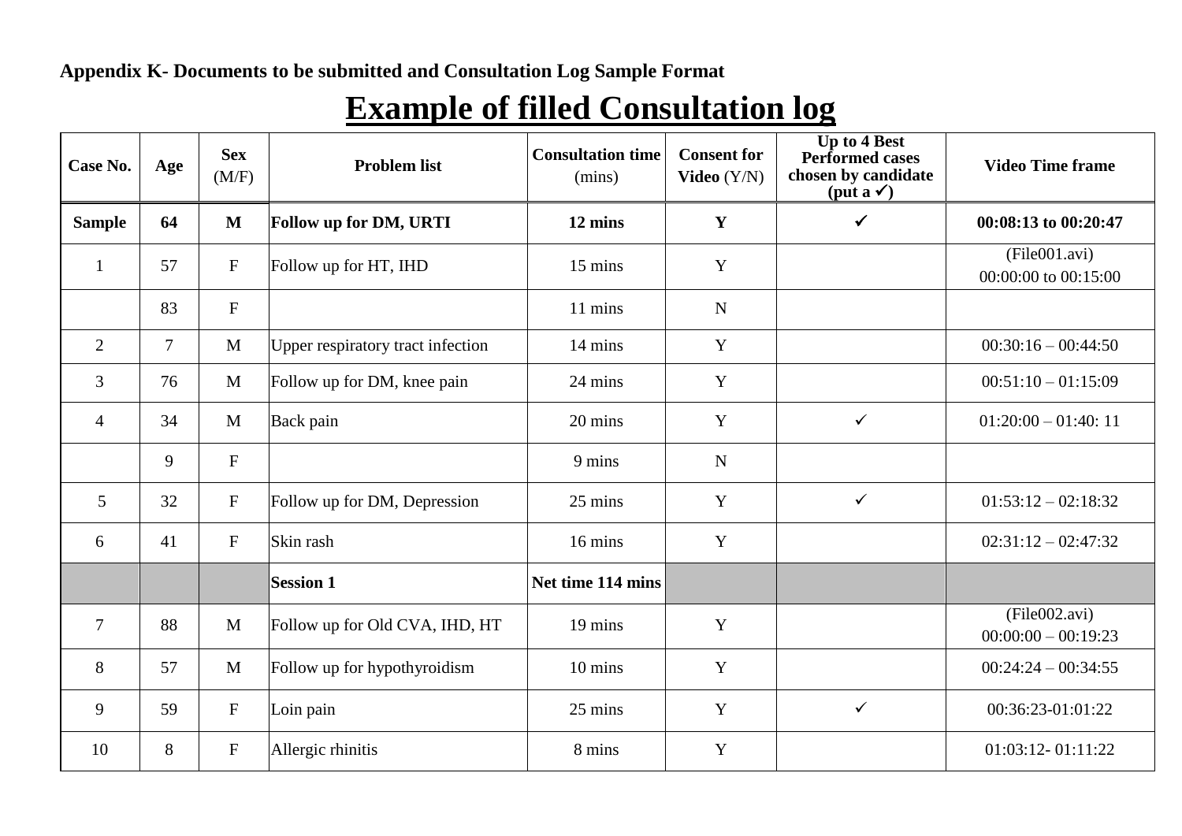**Appendix K- Documents to be submitted and Consultation Log Sample Format**

# Example of filled Consultation log

| Case No. | Age | Sex (M/F) | Problem list | Consultation time (mins) | Consent for Video (Y/N) | Up to 4 Best Performed cases chosen by candidate (put a ✓) | Video Time frame |
|---|---|---|---|---|---|---|---|
| **Sample** | **64** | **M** | **Follow up for DM, URTI** | **12 mins** | **Y** | ✓ | **00:08:13 to 00:20:47** |
| 1 | 57 | F | Follow up for HT, IHD | 15 mins | Y | | (File001.avi) 00:00:00 to 00:15:00 |
| | 83 | F | | 11 mins | N | | |
| 2 | 7 | M | Upper respiratory tract infection | 14 mins | Y | | 00:30:16 – 00:44:50 |
| 3 | 76 | M | Follow up for DM, knee pain | 24 mins | Y | | 00:51:10 – 01:15:09 |
| 4 | 34 | M | Back pain | 20 mins | Y | ✓ | 01:20:00 – 01:40: 11 |
| | 9 | F | | 9 mins | N | | |
| 5 | 32 | F | Follow up for DM, Depression | 25 mins | Y | ✓ | 01:53:12 – 02:18:32 |
| 6 | 41 | F | Skin rash | 16 mins | Y | | 02:31:12 – 02:47:32 |
| | | | **Session 1** | **Net time 114 mins** | | | |
| 7 | 88 | M | Follow up for Old CVA, IHD, HT | 19 mins | Y | | (File002.avi) 00:00:00 – 00:19:23 |
| 8 | 57 | M | Follow up for hypothyroidism | 10 mins | Y | | 00:24:24 – 00:34:55 |
| 9 | 59 | F | Loin pain | 25 mins | Y | ✓ | 00:36:23-01:01:22 |
| 10 | 8 | F | Allergic rhinitis | 8 mins | Y | | 01:03:12- 01:11:22 |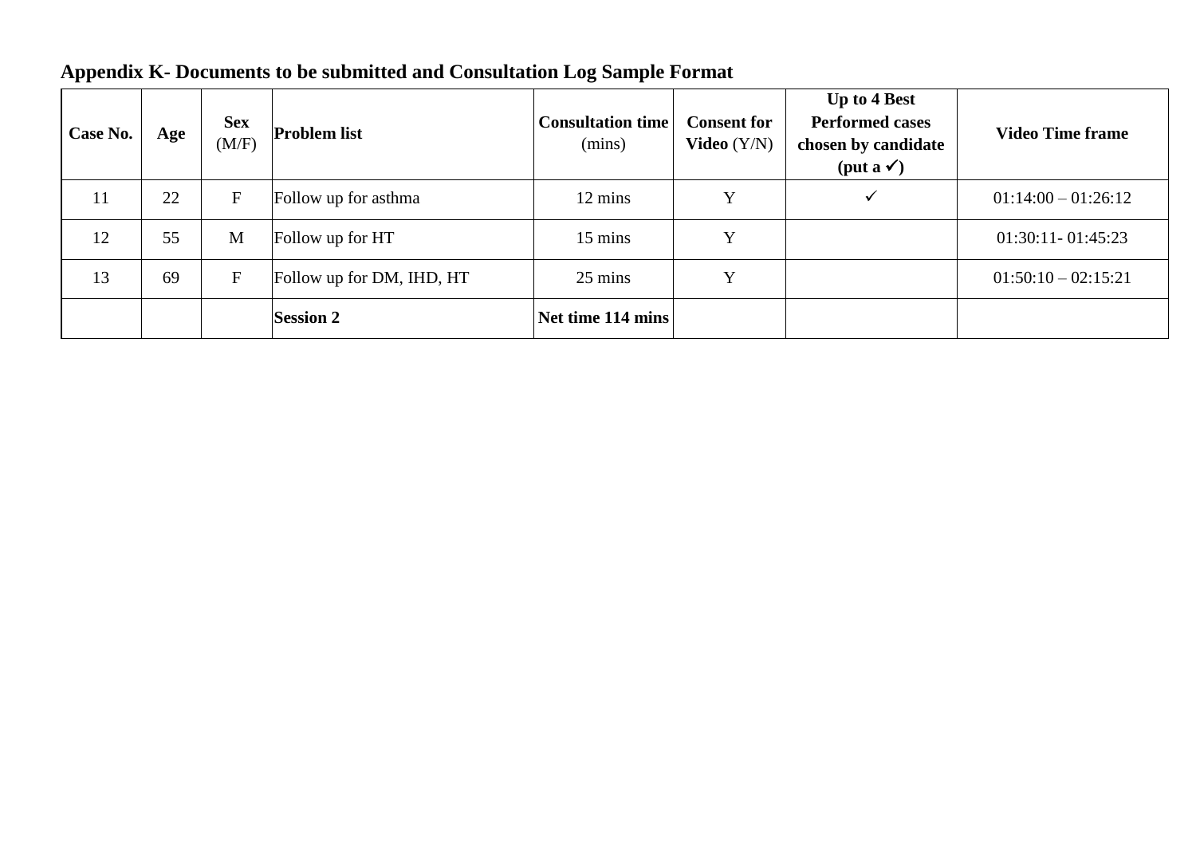## Appendix K- Documents to be submitted and Consultation Log Sample Format

| **Case No.** | **Age** | **Sex** (M/F) | **Problem list** | **Consultation time** (mins) | **Consent for Video** (Y/N) | **Up to 4 Best Performed cases chosen by candidate (put a ✓)** | **Video Time frame** |
|---|---|---|---|---|---|---|---|
| 11 | 22 | F | Follow up for asthma | 12 mins | Y | ✓ | 01:14:00 – 01:26:12 |
| 12 | 55 | M | Follow up for HT | 15 mins | Y | | 01:30:11- 01:45:23 |
| 13 | 69 | F | Follow up for DM, IHD, HT | 25 mins | Y | | 01:50:10 – 02:15:21 |
| | | | **Session 2** | **Net time 114 mins** | | | |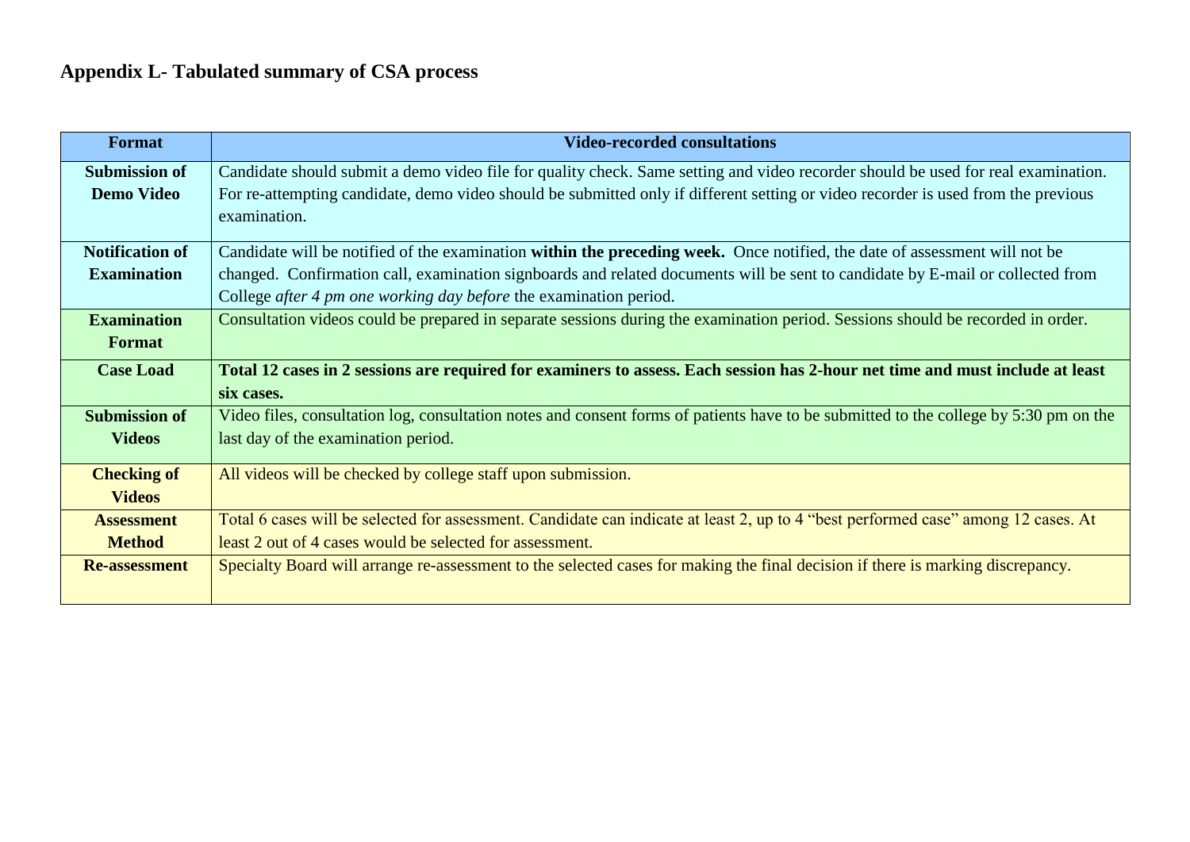## Appendix L- Tabulated summary of CSA process

| Format | Video-recorded consultations |
|---|---|
| **Submission of Demo Video** | Candidate should submit a demo video file for quality check. Same setting and video recorder should be used for real examination. For re-attempting candidate, demo video should be submitted only if different setting or video recorder is used from the previous examination. |
| **Notification of Examination** | Candidate will be notified of the examination **within the preceding week.** Once notified, the date of assessment will not be changed. Confirmation call, examination signboards and related documents will be sent to candidate by E-mail or collected from College *after 4 pm one working day before* the examination period. |
| **Examination Format** | Consultation videos could be prepared in separate sessions during the examination period. Sessions should be recorded in order. |
| **Case Load** | **Total 12 cases in 2 sessions are required for examiners to assess. Each session has 2-hour net time and must include at least six cases.** |
| **Submission of Videos** | Video files, consultation log, consultation notes and consent forms of patients have to be submitted to the college by 5:30 pm on the last day of the examination period. |
| **Checking of Videos** | All videos will be checked by college staff upon submission. |
| **Assessment Method** | Total 6 cases will be selected for assessment. Candidate can indicate at least 2, up to 4 "best performed case" among 12 cases. At least 2 out of 4 cases would be selected for assessment. |
| **Re-assessment** | Specialty Board will arrange re-assessment to the selected cases for making the final decision if there is marking discrepancy. |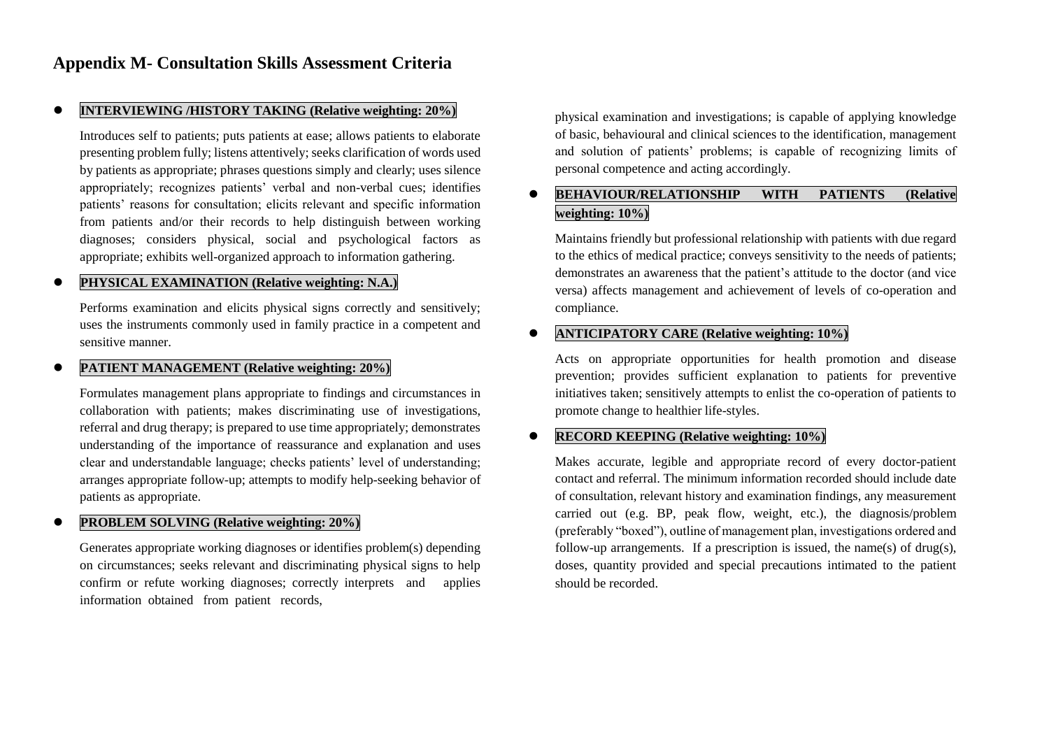# Appendix M- Consultation Skills Assessment Criteria

- **INTERVIEWING /HISTORY TAKING (Relative weighting: 20%)**

  Introduces self to patients; puts patients at ease; allows patients to elaborate presenting problem fully; listens attentively; seeks clarification of words used by patients as appropriate; phrases questions simply and clearly; uses silence appropriately; recognizes patients' verbal and non-verbal cues; identifies patients' reasons for consultation; elicits relevant and specific information from patients and/or their records to help distinguish between working diagnoses; considers physical, social and psychological factors as appropriate; exhibits well-organized approach to information gathering.

- **PHYSICAL EXAMINATION (Relative weighting: N.A.)**

  Performs examination and elicits physical signs correctly and sensitively; uses the instruments commonly used in family practice in a competent and sensitive manner.

- **PATIENT MANAGEMENT (Relative weighting: 20%)**

  Formulates management plans appropriate to findings and circumstances in collaboration with patients; makes discriminating use of investigations, referral and drug therapy; is prepared to use time appropriately; demonstrates understanding of the importance of reassurance and explanation and uses clear and understandable language; checks patients' level of understanding; arranges appropriate follow-up; attempts to modify help-seeking behavior of patients as appropriate.

- **PROBLEM SOLVING (Relative weighting: 20%)**

  Generates appropriate working diagnoses or identifies problem(s) depending on circumstances; seeks relevant and discriminating physical signs to help confirm or refute working diagnoses; correctly interprets and applies information obtained from patient records, physical examination and investigations; is capable of applying knowledge of basic, behavioural and clinical sciences to the identification, management and solution of patients' problems; is capable of recognizing limits of personal competence and acting accordingly.

- **BEHAVIOUR/RELATIONSHIP WITH PATIENTS (Relative weighting: 10%)**

  Maintains friendly but professional relationship with patients with due regard to the ethics of medical practice; conveys sensitivity to the needs of patients; demonstrates an awareness that the patient's attitude to the doctor (and vice versa) affects management and achievement of levels of co-operation and compliance.

- **ANTICIPATORY CARE (Relative weighting: 10%)**

  Acts on appropriate opportunities for health promotion and disease prevention; provides sufficient explanation to patients for preventive initiatives taken; sensitively attempts to enlist the co-operation of patients to promote change to healthier life-styles.

- **RECORD KEEPING (Relative weighting: 10%)**

  Makes accurate, legible and appropriate record of every doctor-patient contact and referral. The minimum information recorded should include date of consultation, relevant history and examination findings, any measurement carried out (e.g. BP, peak flow, weight, etc.), the diagnosis/problem (preferably "boxed"), outline of management plan, investigations ordered and follow-up arrangements. If a prescription is issued, the name(s) of drug(s), doses, quantity provided and special precautions intimated to the patient should be recorded.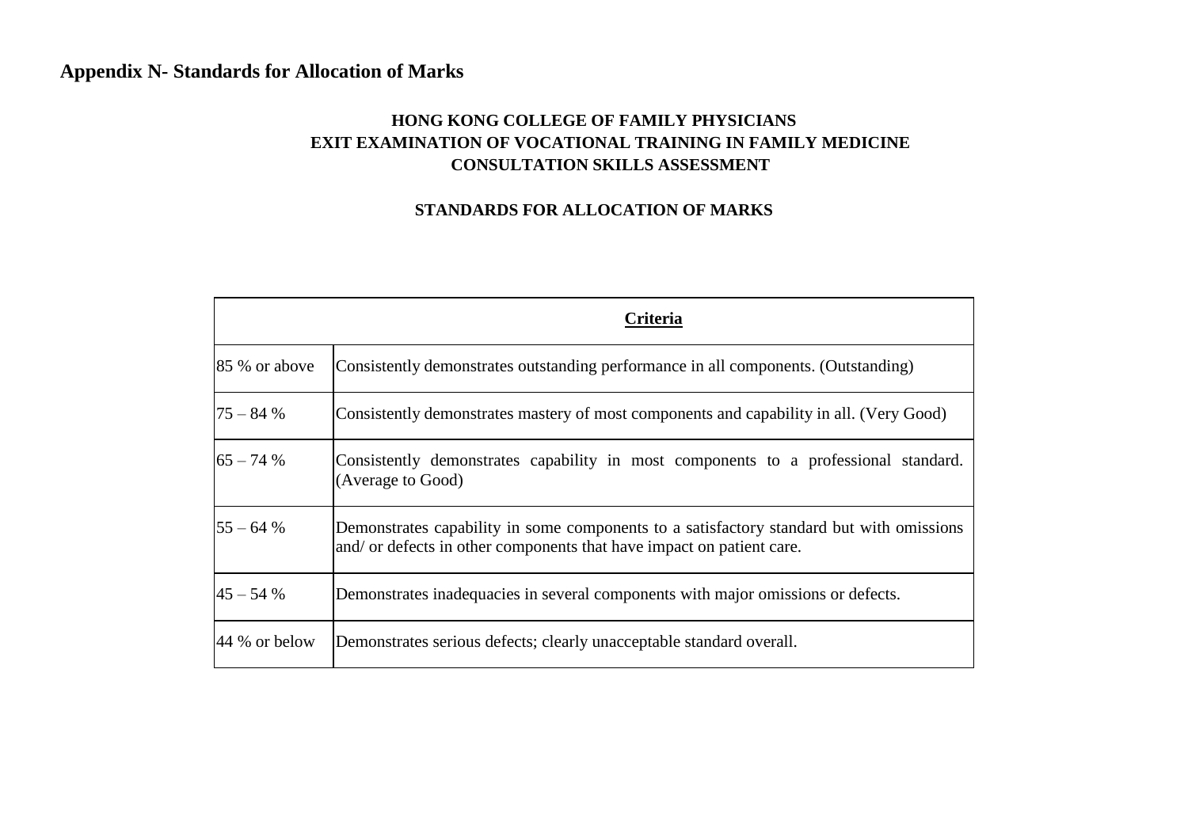## Appendix N- Standards for Allocation of Marks

**HONG KONG COLLEGE OF FAMILY PHYSICIANS**
**EXIT EXAMINATION OF VOCATIONAL TRAINING IN FAMILY MEDICINE**
**CONSULTATION SKILLS ASSESSMENT**

**STANDARDS FOR ALLOCATION OF MARKS**

| | **Criteria** |
|---|---|
| 85 % or above | Consistently demonstrates outstanding performance in all components. (Outstanding) |
| 75 – 84 % | Consistently demonstrates mastery of most components and capability in all. (Very Good) |
| 65 – 74 % | Consistently demonstrates capability in most components to a professional standard. (Average to Good) |
| 55 – 64 % | Demonstrates capability in some components to a satisfactory standard but with omissions and/ or defects in other components that have impact on patient care. |
| 45 – 54 % | Demonstrates inadequacies in several components with major omissions or defects. |
| 44 % or below | Demonstrates serious defects; clearly unacceptable standard overall. |